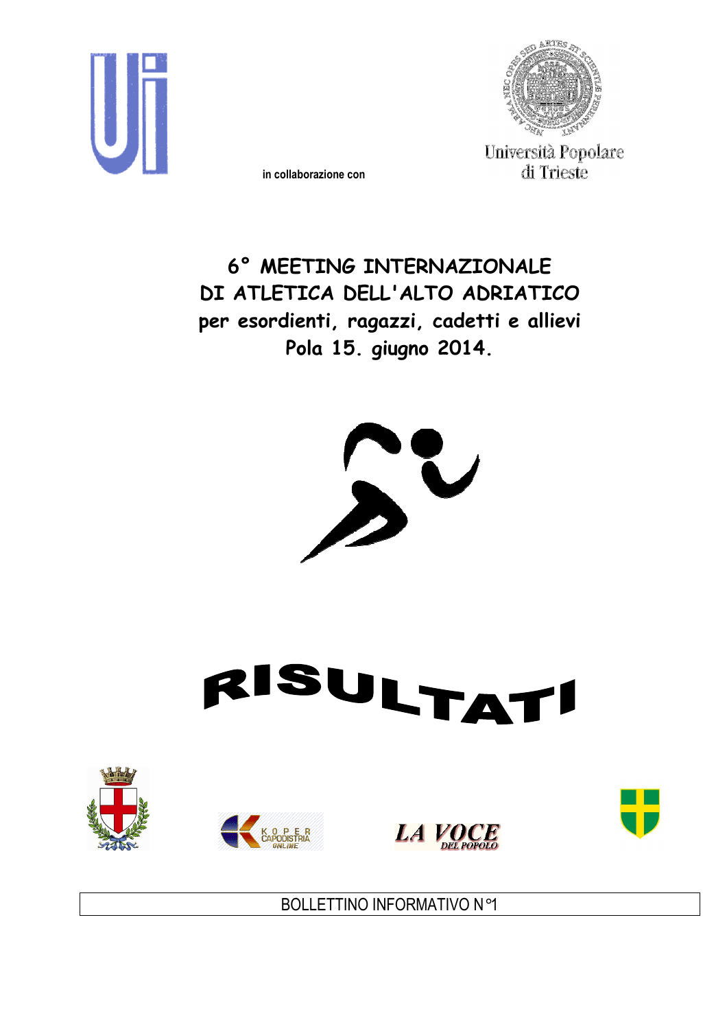in collaborazione con

Università Popolare di Trieste

# 6° MEETING INTERNAZIONALE DI ATLETICA DELL'ALTO ADRIATICO per esordienti, ragazzi, cadetti e allievi Pola 15. giugno 2014.

# RISULTATI

BOLLETTINO INFORMATIVO N°1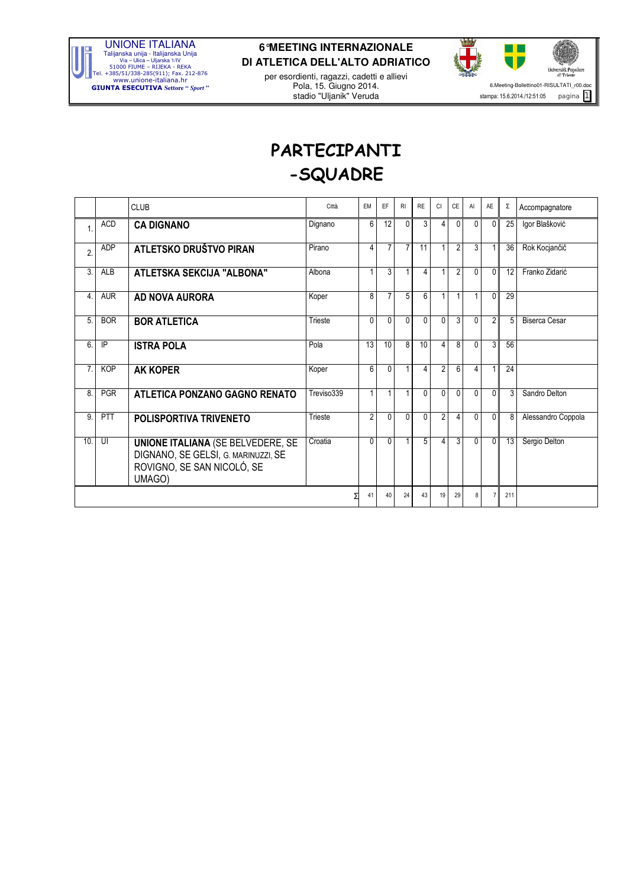# PARTECIPANTI -SQUADRE

| | | CLUB | Città | EM | EF | RI | RE | CI | CE | AI | AE | Σ | Accompagnatore |
|---|---|---|---|---|---|---|---|---|---|---|---|---|---|
| 1. | ACD | **CA DIGNANO** | Dignano | 6 | 12 | 0 | 3 | 4 | 0 | 0 | 0 | 25 | Igor Blašković |
| 2. | ADP | **ATLETSKO DRUŠTVO PIRAN** | Pirano | 4 | 7 | 7 | 11 | 1 | 2 | 3 | 1 | 36 | Rok Kocjančič |
| 3. | ALB | **ATLETSKA SEKCIJA "ALBONA"** | Albona | 1 | 3 | 1 | 4 | 1 | 2 | 0 | 0 | 12 | Franko Zidarić |
| 4. | AUR | **AD NOVA AURORA** | Koper | 8 | 7 | 5 | 6 | 1 | 1 | 1 | 0 | 29 | |
| 5. | BOR | **BOR ATLETICA** | Trieste | 0 | 0 | 0 | 0 | 0 | 3 | 0 | 2 | 5 | Biserca Cesar |
| 6. | IP | **ISTRA POLA** | Pola | 13 | 10 | 8 | 10 | 4 | 8 | 0 | 3 | 56 | |
| 7. | KOP | **AK KOPER** | Koper | 6 | 0 | 1 | 4 | 2 | 6 | 4 | 1 | 24 | |
| 8. | PGR | **ATLETICA PONZANO GAGNO RENATO** | Treviso339 | 1 | 1 | 1 | 0 | 0 | 0 | 0 | 0 | 3 | Sandro Delton |
| 9. | PTT | **POLISPORTIVA TRIVENETO** | Trieste | 2 | 0 | 0 | 0 | 2 | 4 | 0 | 0 | 8 | Alessandro Coppola |
| 10. | UI | **UNIONE ITALIANA** (SE BELVEDERE, SE DIGNANO, SE GELSI, G. MARINUZZI, SE ROVIGNO, SE SAN NICOLÓ, SE UMAGO) | Croatia | 0 | 0 | 1 | 5 | 4 | 3 | 0 | 0 | 13 | Sergio Delton |
| | | | Σ | 41 | 40 | 24 | 43 | 19 | 29 | 8 | 7 | 211 | |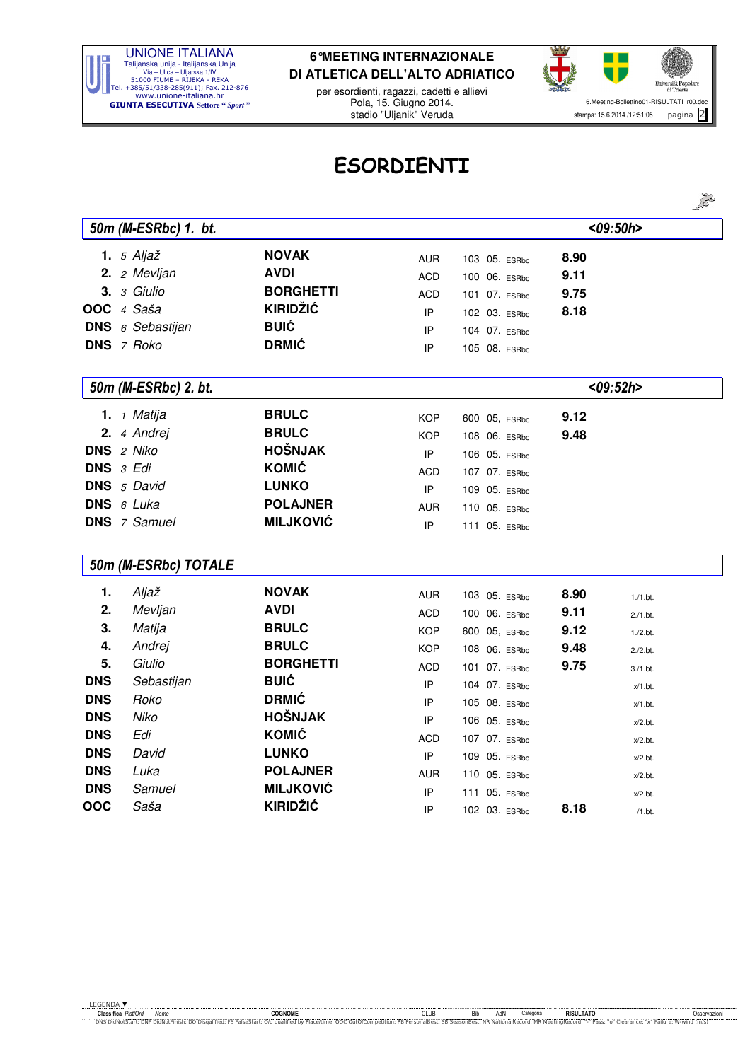# ESORDIENTI

## 50m (M-ESRbc) 1. bt. <09:50h>

| Classifica | Pist/Ord | Nome | COGNOME | CLUB | Bib | AdN | Categoria | RISULTATO |
|---|---|---|---|---|---|---|---|---|
| 1. | 5 | Aljaž | NOVAK | AUR | 103 | 05. | ESRbc | 8.90 |
| 2. | 2 | Mevljan | AVDI | ACD | 100 | 06. | ESRbc | 9.11 |
| 3. | 3 | Giulio | BORGHETTI | ACD | 101 | 07. | ESRbc | 9.75 |
| OOC | 4 | Saša | KIRIDŽIĆ | IP | 102 | 03. | ESRbc | 8.18 |
| DNS | 6 | Sebastijan | BUIĆ | IP | 104 | 07. | ESRbc | |
| DNS | 7 | Roko | DRMIĆ | IP | 105 | 08. | ESRbc | |

## 50m (M-ESRbc) 2. bt. <09:52h>

| Classifica | Pist/Ord | Nome | COGNOME | CLUB | Bib | AdN | Categoria | RISULTATO |
|---|---|---|---|---|---|---|---|---|
| 1. | 1 | Matija | BRULC | KOP | 600 | 05, | ESRbc | 9.12 |
| 2. | 4 | Andrej | BRULC | KOP | 108 | 06. | ESRbc | 9.48 |
| DNS | 2 | Niko | HOŠNJAK | IP | 106 | 05. | ESRbc | |
| DNS | 3 | Edi | KOMIĆ | ACD | 107 | 07. | ESRbc | |
| DNS | 5 | David | LUNKO | IP | 109 | 05. | ESRbc | |
| DNS | 6 | Luka | POLAJNER | AUR | 110 | 05. | ESRbc | |
| DNS | 7 | Samuel | MILJKOVIĆ | IP | 111 | 05. | ESRbc | |

## 50m (M-ESRbc) TOTALE

| Classifica | Nome | COGNOME | CLUB | Bib | AdN | Categoria | RISULTATO | Osservazioni |
|---|---|---|---|---|---|---|---|---|
| 1. | Aljaž | NOVAK | AUR | 103 | 05. | ESRbc | 8.90 | 1./1.bt. |
| 2. | Mevljan | AVDI | ACD | 100 | 06. | ESRbc | 9.11 | 2./1.bt. |
| 3. | Matija | BRULC | KOP | 600 | 05, | ESRbc | 9.12 | 1./2.bt. |
| 4. | Andrej | BRULC | KOP | 108 | 06. | ESRbc | 9.48 | 2./2.bt. |
| 5. | Giulio | BORGHETTI | ACD | 101 | 07. | ESRbc | 9.75 | 3./1.bt. |
| DNS | Sebastijan | BUIĆ | IP | 104 | 07. | ESRbc | | x/1.bt. |
| DNS | Roko | DRMIĆ | IP | 105 | 08. | ESRbc | | x/1.bt. |
| DNS | Niko | HOŠNJAK | IP | 106 | 05. | ESRbc | | x/2.bt. |
| DNS | Edi | KOMIĆ | ACD | 107 | 07. | ESRbc | | x/2.bt. |
| DNS | David | LUNKO | IP | 109 | 05. | ESRbc | | x/2.bt. |
| DNS | Luka | POLAJNER | AUR | 110 | 05. | ESRbc | | x/2.bt. |
| DNS | Samuel | MILJKOVIĆ | IP | 111 | 05. | ESRbc | | x/2.bt. |
| OOC | Saša | KIRIDŽIĆ | IP | 102 | 03. | ESRbc | 8.18 | /1.bt. |

LEGENDA: DNS DidNotStart; DNF DidNotFinish; DQ Disqualified; FS FalseStart; Q/q qualified by Place/time; OOC OutOfCompetition; PB PersonalBest; SB SeasonBest; NR NationalRecord; MR MeetingRecord; "-" Pass; "o" Clearance; "x" Failure; W-wind (m/s)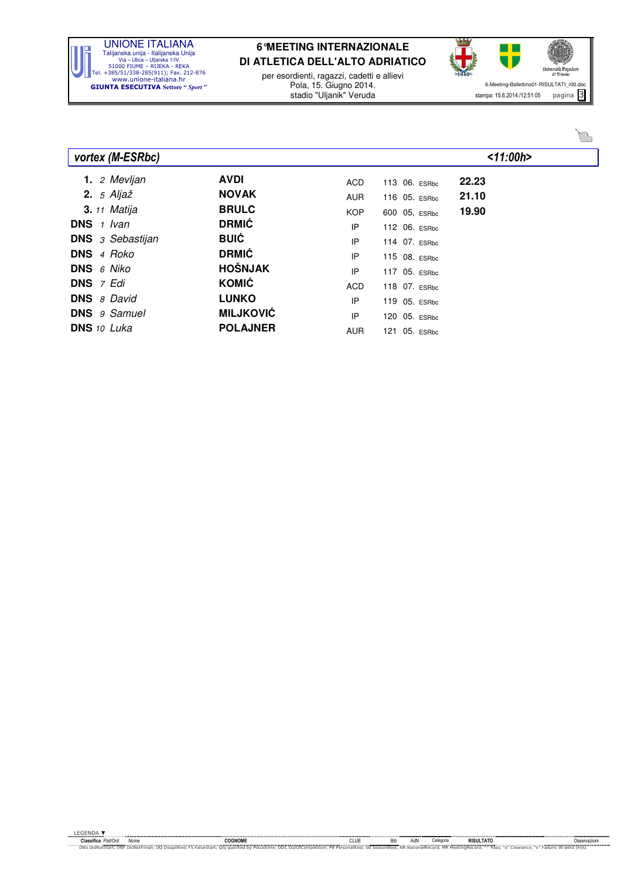## vortex (M-ESRbc) <11:00h>

| Classifica | Pist/Ord | Nome | COGNOME | CLUB | Bib | AdN | Categoria | RISULTATO |
|---|---|---|---|---|---|---|---|---|
| 1. | 2 | Mevljan | AVDI | ACD | 113 | 06. | ESRbc | 22.23 |
| 2. | 5 | Aljaž | NOVAK | AUR | 116 | 05. | ESRbc | 21.10 |
| 3. | 11 | Matija | BRULC | KOP | 600 | 05, | ESRbc | 19.90 |
| DNS | 1 | Ivan | DRMIĆ | IP | 112 | 06. | ESRbc | |
| DNS | 3 | Sebastijan | BUIĆ | IP | 114 | 07. | ESRbc | |
| DNS | 4 | Roko | DRMIĆ | IP | 115 | 08. | ESRbc | |
| DNS | 6 | Niko | HOŠNJAK | IP | 117 | 05. | ESRbc | |
| DNS | 7 | Edi | KOMIĆ | ACD | 118 | 07. | ESRbc | |
| DNS | 8 | David | LUNKO | IP | 119 | 05. | ESRbc | |
| DNS | 9 | Samuel | MILJKOVIĆ | IP | 120 | 05. | ESRbc | |
| DNS | 10 | Luka | POLAJNER | AUR | 121 | 05. | ESRbc | |

LEGENDA: Classifica Pist/Ord Nome COGNOME CLUB Bib AdN Categoria RISULTATO Osservazioni
DNS DidNotStart; DNF DidNotFinish; DQ Disqualified; FS FalseStart; Q/q qualified by Place/time; OOC OutOfCompetition; PB PersonalBest; SB SeasonBest; NR NationalRecord; MR MeetingRecord; "-" Pass; "o" Clearance; "x" Failure; W-wind (m/s)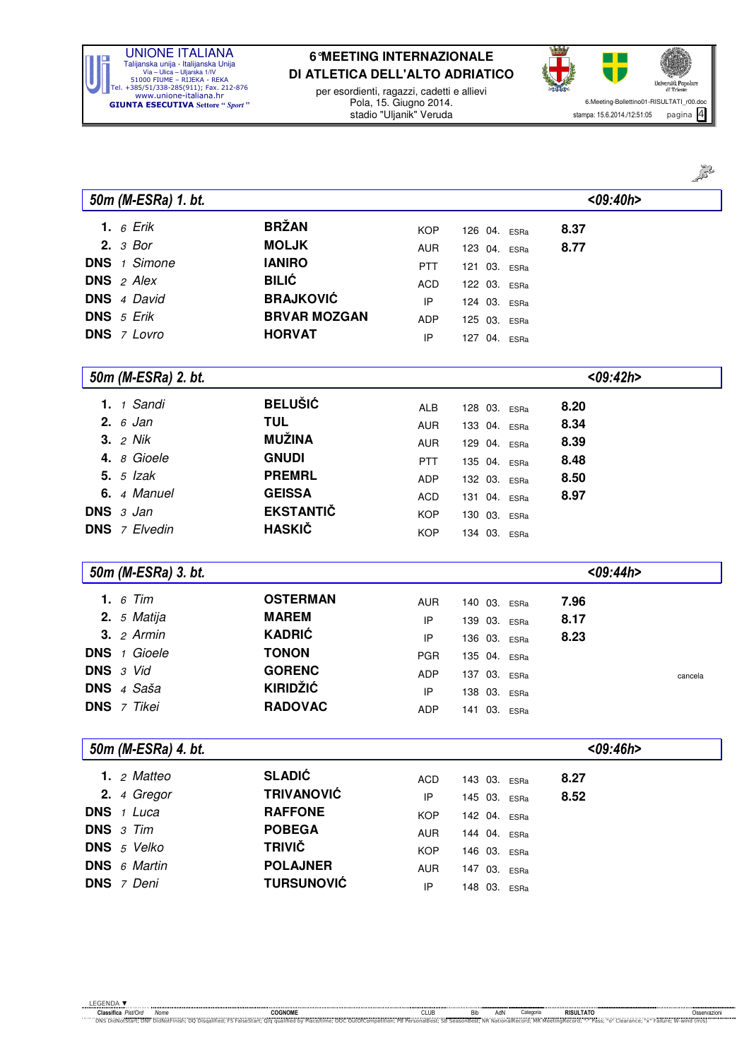## 50m (M-ESRa) 1. bt. <09:40h>

| Classifica | Pist/Ord | Nome | COGNOME | CLUB | Bib | AdN | Categoria | RISULTATO | Osservazioni |
|---|---|---|---|---|---|---|---|---|---|
| 1. | 6 | Erik | BRŽAN | KOP | 126 | 04. | ESRa | 8.37 | |
| 2. | 3 | Bor | MOLJK | AUR | 123 | 04. | ESRa | 8.77 | |
| DNS | 1 | Simone | IANIRO | PTT | 121 | 03. | ESRa | | |
| DNS | 2 | Alex | BILIĆ | ACD | 122 | 03. | ESRa | | |
| DNS | 4 | David | BRAJKOVIĆ | IP | 124 | 03. | ESRa | | |
| DNS | 5 | Erik | BRVAR MOZGAN | ADP | 125 | 03. | ESRa | | |
| DNS | 7 | Lovro | HORVAT | IP | 127 | 04. | ESRa | | |

## 50m (M-ESRa) 2. bt. <09:42h>

| Classifica | Pist/Ord | Nome | COGNOME | CLUB | Bib | AdN | Categoria | RISULTATO | Osservazioni |
|---|---|---|---|---|---|---|---|---|---|
| 1. | 1 | Sandi | BELUŠIĆ | ALB | 128 | 03. | ESRa | 8.20 | |
| 2. | 6 | Jan | TUL | AUR | 133 | 04. | ESRa | 8.34 | |
| 3. | 2 | Nik | MUŽINA | AUR | 129 | 04. | ESRa | 8.39 | |
| 4. | 8 | Gioele | GNUDI | PTT | 135 | 04. | ESRa | 8.48 | |
| 5. | 5 | Izak | PREMRL | ADP | 132 | 03. | ESRa | 8.50 | |
| 6. | 4 | Manuel | GEISSA | ACD | 131 | 04. | ESRa | 8.97 | |
| DNS | 3 | Jan | EKSTANTIČ | KOP | 130 | 03. | ESRa | | |
| DNS | 7 | Elvedin | HASKIČ | KOP | 134 | 03. | ESRa | | |

## 50m (M-ESRa) 3. bt. <09:44h>

| Classifica | Pist/Ord | Nome | COGNOME | CLUB | Bib | AdN | Categoria | RISULTATO | Osservazioni |
|---|---|---|---|---|---|---|---|---|---|
| 1. | 6 | Tim | OSTERMAN | AUR | 140 | 03. | ESRa | 7.96 | |
| 2. | 5 | Matija | MAREM | IP | 139 | 03. | ESRa | 8.17 | |
| 3. | 2 | Armin | KADRIĆ | IP | 136 | 03. | ESRa | 8.23 | |
| DNS | 1 | Gioele | TONON | PGR | 135 | 04. | ESRa | | |
| DNS | 3 | Vid | GORENC | ADP | 137 | 03. | ESRa | | cancela |
| DNS | 4 | Saša | KIRIDŽIĆ | IP | 138 | 03. | ESRa | | |
| DNS | 7 | Tikei | RADOVAC | ADP | 141 | 03. | ESRa | | |

## 50m (M-ESRa) 4. bt. <09:46h>

| Classifica | Pist/Ord | Nome | COGNOME | CLUB | Bib | AdN | Categoria | RISULTATO | Osservazioni |
|---|---|---|---|---|---|---|---|---|---|
| 1. | 2 | Matteo | SLADIĆ | ACD | 143 | 03. | ESRa | 8.27 | |
| 2. | 4 | Gregor | TRIVANOVIĆ | IP | 145 | 03. | ESRa | 8.52 | |
| DNS | 1 | Luca | RAFFONE | KOP | 142 | 04. | ESRa | | |
| DNS | 3 | Tim | POBEGA | AUR | 144 | 04. | ESRa | | |
| DNS | 5 | Velko | TRIVIČ | KOP | 146 | 03. | ESRa | | |
| DNS | 6 | Martin | POLAJNER | AUR | 147 | 03. | ESRa | | |
| DNS | 7 | Deni | TURSUNOVIĆ | IP | 148 | 03. | ESRa | | |

LEGENDA: DNS DidNotStart; DNF DidNotFinish; DQ Disqualified; FS FalseStart; Q/q qualified by Place/time; OOC OutOfCompetition; PB PersonalBest; SB SeasonBest; NR NationalRecord; MR MeetingRecord; "-" Pass; "o" Clearance; "x" Failure; W-wind (m/s)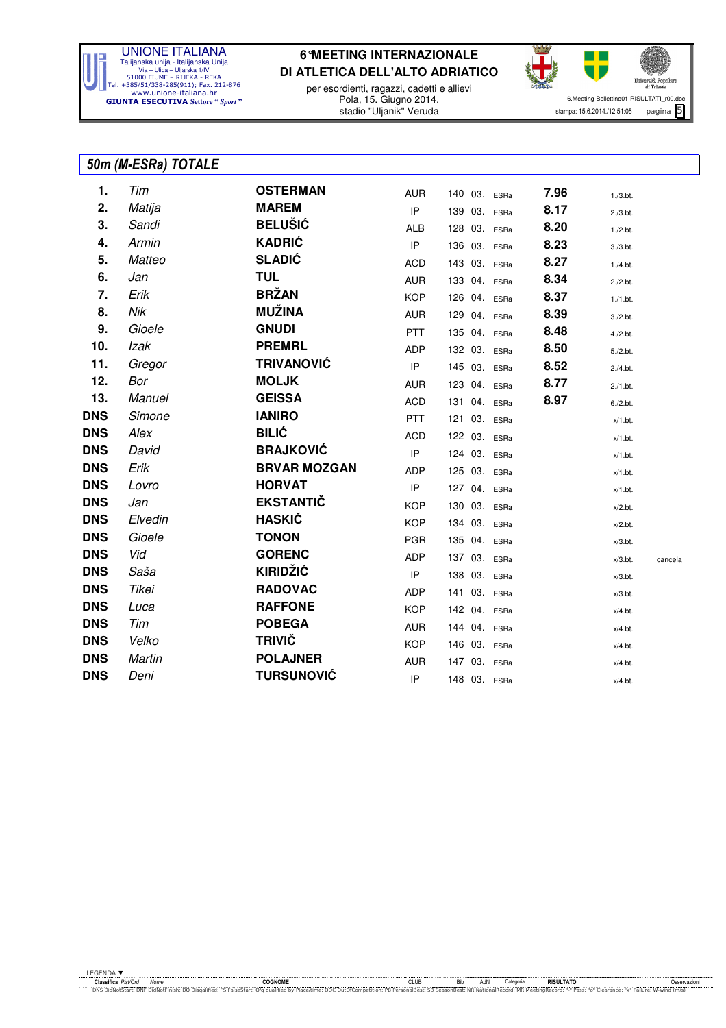## 50m (M-ESRa) TOTALE

| Classifica | Nome | COGNOME | CLUB | Bib | AdN | Categoria | RISULTATO | Pist/Ord | Osservazioni |
|---|---|---|---|---|---|---|---|---|---|
| 1. | Tim | OSTERMAN | AUR | 140 | 03. | ESRa | 7.96 | 1./3.bt. | |
| 2. | Matija | MAREM | IP | 139 | 03. | ESRa | 8.17 | 2./3.bt. | |
| 3. | Sandi | BELUŠIĆ | ALB | 128 | 03. | ESRa | 8.20 | 1./2.bt. | |
| 4. | Armin | KADRIĆ | IP | 136 | 03. | ESRa | 8.23 | 3./3.bt. | |
| 5. | Matteo | SLADIĆ | ACD | 143 | 03. | ESRa | 8.27 | 1./4.bt. | |
| 6. | Jan | TUL | AUR | 133 | 04. | ESRa | 8.34 | 2./2.bt. | |
| 7. | Erik | BRŽAN | KOP | 126 | 04. | ESRa | 8.37 | 1./1.bt. | |
| 8. | Nik | MUŽINA | AUR | 129 | 04. | ESRa | 8.39 | 3./2.bt. | |
| 9. | Gioele | GNUDI | PTT | 135 | 04. | ESRa | 8.48 | 4./2.bt. | |
| 10. | Izak | PREMRL | ADP | 132 | 03. | ESRa | 8.50 | 5./2.bt. | |
| 11. | Gregor | TRIVANOVIĆ | IP | 145 | 03. | ESRa | 8.52 | 2./4.bt. | |
| 12. | Bor | MOLJK | AUR | 123 | 04. | ESRa | 8.77 | 2./1.bt. | |
| 13. | Manuel | GEISSA | ACD | 131 | 04. | ESRa | 8.97 | 6./2.bt. | |
| DNS | Simone | IANIRO | PTT | 121 | 03. | ESRa | | x/1.bt. | |
| DNS | Alex | BILIĆ | ACD | 122 | 03. | ESRa | | x/1.bt. | |
| DNS | David | BRAJKOVIĆ | IP | 124 | 03. | ESRa | | x/1.bt. | |
| DNS | Erik | BRVAR MOZGAN | ADP | 125 | 03. | ESRa | | x/1.bt. | |
| DNS | Lovro | HORVAT | IP | 127 | 04. | ESRa | | x/1.bt. | |
| DNS | Jan | EKSTANTIČ | KOP | 130 | 03. | ESRa | | x/2.bt. | |
| DNS | Elvedin | HASKIČ | KOP | 134 | 03. | ESRa | | x/2.bt. | |
| DNS | Gioele | TONON | PGR | 135 | 04. | ESRa | | x/3.bt. | |
| DNS | Vid | GORENC | ADP | 137 | 03. | ESRa | | x/3.bt. | cancela |
| DNS | Saša | KIRIDŽIĆ | IP | 138 | 03. | ESRa | | x/3.bt. | |
| DNS | Tikei | RADOVAC | ADP | 141 | 03. | ESRa | | x/3.bt. | |
| DNS | Luca | RAFFONE | KOP | 142 | 04. | ESRa | | x/4.bt. | |
| DNS | Tim | POBEGA | AUR | 144 | 04. | ESRa | | x/4.bt. | |
| DNS | Velko | TRIVIČ | KOP | 146 | 03. | ESRa | | x/4.bt. | |
| DNS | Martin | POLAJNER | AUR | 147 | 03. | ESRa | | x/4.bt. | |
| DNS | Deni | TURSUNOVIĆ | IP | 148 | 03. | ESRa | | x/4.bt. | |

LEGENDA ▼
DNS DidNotStart; DNF DidNotFinish; DQ Disqualified; FS FalseStart; Q/q qualified by Place/time; OOC OutOfCompetition; PB PersonalBest; SB SeasonBest; NR NationalRecord; MR MeetingRecord; "-" Pass; "o" Clearance; "x" Failure; W-wind (m/s)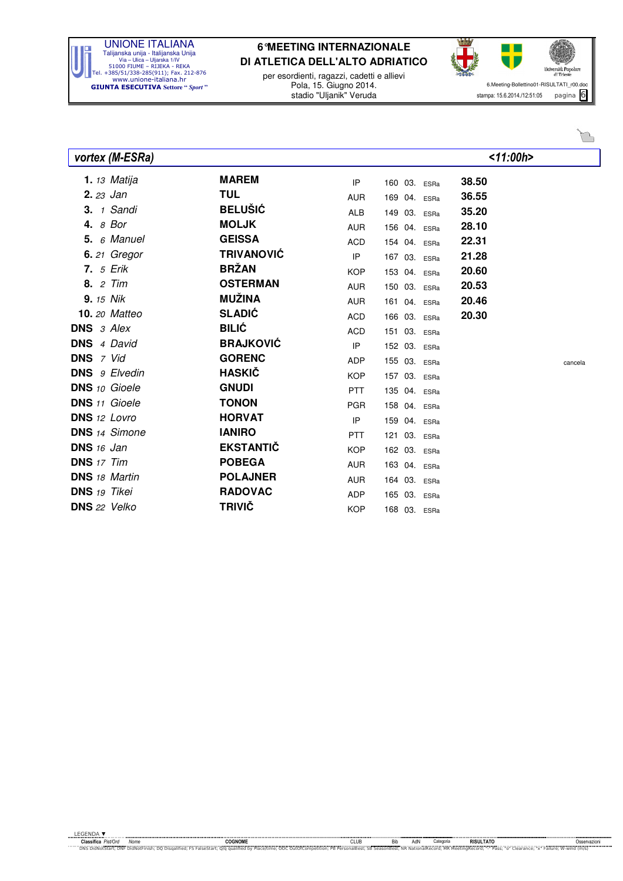## vortex (M-ESRa) <11:00h>

| Classifica | Pist/Ord | Nome | COGNOME | CLUB | Bib | AdN | Categoria | RISULTATO | Osservazioni |
|---|---|---|---|---|---|---|---|---|---|
| 1. | 13 | Matija | MAREM | IP | 160 | 03. | ESRa | 38.50 | |
| 2. | 23 | Jan | TUL | AUR | 169 | 04. | ESRa | 36.55 | |
| 3. | 1 | Sandi | BELUŠIĆ | ALB | 149 | 03. | ESRa | 35.20 | |
| 4. | 8 | Bor | MOLJK | AUR | 156 | 04. | ESRa | 28.10 | |
| 5. | 6 | Manuel | GEISSA | ACD | 154 | 04. | ESRa | 22.31 | |
| 6. | 21 | Gregor | TRIVANOVIĆ | IP | 167 | 03. | ESRa | 21.28 | |
| 7. | 5 | Erik | BRŽAN | KOP | 153 | 04. | ESRa | 20.60 | |
| 8. | 2 | Tim | OSTERMAN | AUR | 150 | 03. | ESRa | 20.53 | |
| 9. | 15 | Nik | MUŽINA | AUR | 161 | 04. | ESRa | 20.46 | |
| 10. | 20 | Matteo | SLADIĆ | ACD | 166 | 03. | ESRa | 20.30 | |
| DNS | 3 | Alex | BILIĆ | ACD | 151 | 03. | ESRa | | |
| DNS | 4 | David | BRAJKOVIĆ | IP | 152 | 03. | ESRa | | |
| DNS | 7 | Vid | GORENC | ADP | 155 | 03. | ESRa | | cancela |
| DNS | 9 | Elvedin | HASKIČ | KOP | 157 | 03. | ESRa | | |
| DNS | 10 | Gioele | GNUDI | PTT | 135 | 04. | ESRa | | |
| DNS | 11 | Gioele | TONON | PGR | 158 | 04. | ESRa | | |
| DNS | 12 | Lovro | HORVAT | IP | 159 | 04. | ESRa | | |
| DNS | 14 | Simone | IANIRO | PTT | 121 | 03. | ESRa | | |
| DNS | 16 | Jan | EKSTANTIČ | KOP | 162 | 03. | ESRa | | |
| DNS | 17 | Tim | POBEGA | AUR | 163 | 04. | ESRa | | |
| DNS | 18 | Martin | POLAJNER | AUR | 164 | 03. | ESRa | | |
| DNS | 19 | Tikei | RADOVAC | ADP | 165 | 03. | ESRa | | |
| DNS | 22 | Velko | TRIVIČ | KOP | 168 | 03. | ESRa | | |

LEGENDA: DNS DidNotStart; DNF DidNotFinish; DQ Disqualified; FS FalseStart; Q/q qualified by Place/time; OOC OutOfCompetition; PB PersonalBest; SB SeasonBest; NR NationalRecord; MR MeetingRecord; "-" Pass; "o" Clearance; "x" Failure; W-wind (m/s)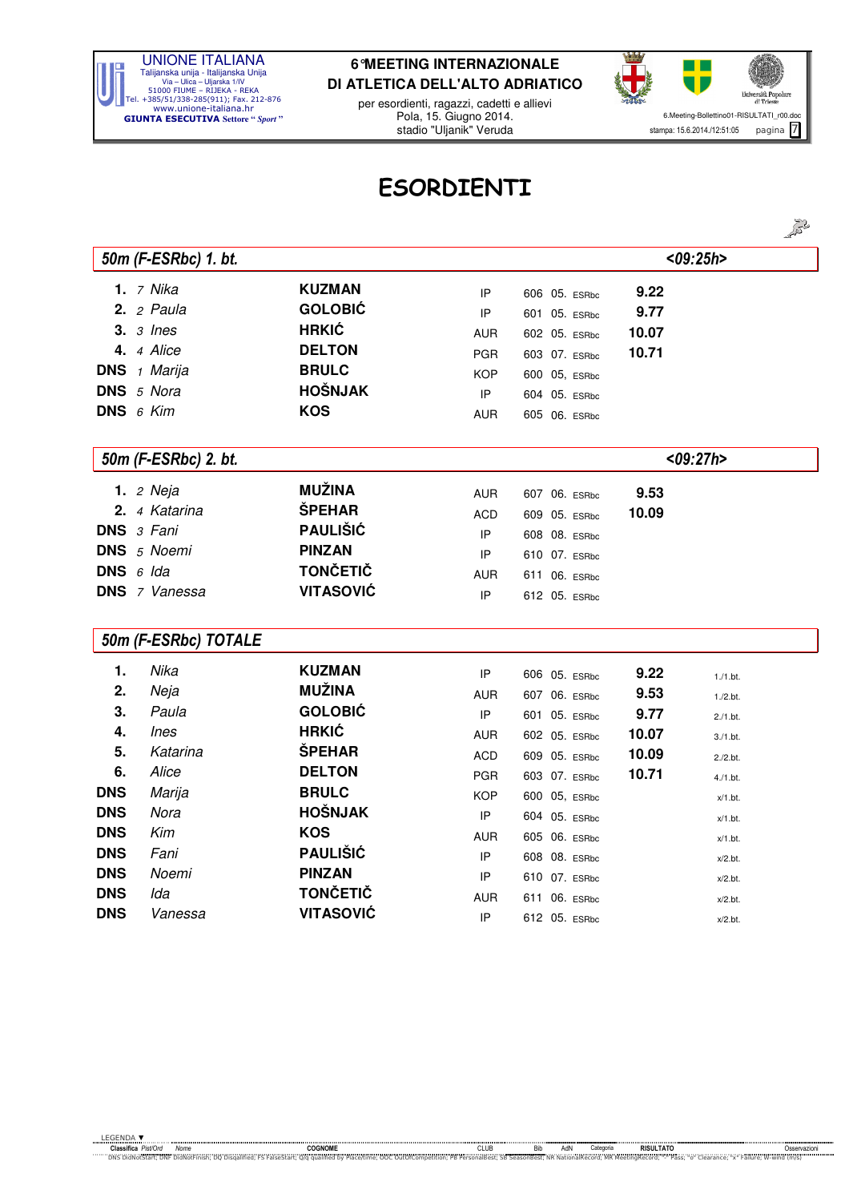# ESORDIENTI

## 50m (F-ESRbc) 1. bt. <09:25h>

| Classifica | Pist/Ord | Nome | COGNOME | CLUB | Bib | AdN | Categoria | RISULTATO |
|---|---|---|---|---|---|---|---|---|
| 1. | 7 | Nika | KUZMAN | IP | 606 | 05. | ESRbc | 9.22 |
| 2. | 2 | Paula | GOLOBIĆ | IP | 601 | 05. | ESRbc | 9.77 |
| 3. | 3 | Ines | HRKIĆ | AUR | 602 | 05. | ESRbc | 10.07 |
| 4. | 4 | Alice | DELTON | PGR | 603 | 07. | ESRbc | 10.71 |
| DNS | 1 | Marija | BRULC | KOP | 600 | 05, | ESRbc | |
| DNS | 5 | Nora | HOŠNJAK | IP | 604 | 05. | ESRbc | |
| DNS | 6 | Kim | KOS | AUR | 605 | 06. | ESRbc | |

## 50m (F-ESRbc) 2. bt. <09:27h>

| Classifica | Pist/Ord | Nome | COGNOME | CLUB | Bib | AdN | Categoria | RISULTATO |
|---|---|---|---|---|---|---|---|---|
| 1. | 2 | Neja | MUŽINA | AUR | 607 | 06. | ESRbc | 9.53 |
| 2. | 4 | Katarina | ŠPEHAR | ACD | 609 | 05. | ESRbc | 10.09 |
| DNS | 3 | Fani | PAULIŠIĆ | IP | 608 | 08. | ESRbc | |
| DNS | 5 | Noemi | PINZAN | IP | 610 | 07. | ESRbc | |
| DNS | 6 | Ida | TONČETIČ | AUR | 611 | 06. | ESRbc | |
| DNS | 7 | Vanessa | VITASOVIĆ | IP | 612 | 05. | ESRbc | |

## 50m (F-ESRbc) TOTALE

| Classifica | Nome | COGNOME | CLUB | Bib | AdN | Categoria | RISULTATO | Osservazioni |
|---|---|---|---|---|---|---|---|---|
| 1. | Nika | KUZMAN | IP | 606 | 05. | ESRbc | 9.22 | 1./1.bt. |
| 2. | Neja | MUŽINA | AUR | 607 | 06. | ESRbc | 9.53 | 1./2.bt. |
| 3. | Paula | GOLOBIĆ | IP | 601 | 05. | ESRbc | 9.77 | 2./1.bt. |
| 4. | Ines | HRKIĆ | AUR | 602 | 05. | ESRbc | 10.07 | 3./1.bt. |
| 5. | Katarina | ŠPEHAR | ACD | 609 | 05. | ESRbc | 10.09 | 2./2.bt. |
| 6. | Alice | DELTON | PGR | 603 | 07. | ESRbc | 10.71 | 4./1.bt. |
| DNS | Marija | BRULC | KOP | 600 | 05, | ESRbc | | x/1.bt. |
| DNS | Nora | HOŠNJAK | IP | 604 | 05. | ESRbc | | x/1.bt. |
| DNS | Kim | KOS | AUR | 605 | 06. | ESRbc | | x/1.bt. |
| DNS | Fani | PAULIŠIĆ | IP | 608 | 08. | ESRbc | | x/2.bt. |
| DNS | Noemi | PINZAN | IP | 610 | 07. | ESRbc | | x/2.bt. |
| DNS | Ida | TONČETIČ | AUR | 611 | 06. | ESRbc | | x/2.bt. |
| DNS | Vanessa | VITASOVIĆ | IP | 612 | 05. | ESRbc | | x/2.bt. |

LEGENDA: DNS DidNotStart; DNF DidNotFinish; DQ Disqualified; FS FalseStart; Q/q qualified by Place/time; OOC OutOfCompetition; PB PersonalBest; SB SeasonBest; NR NationalRecord; MR MeetingRecord; "-" Pass; "o" Clearance; "x" Failure; W-wind (m/s)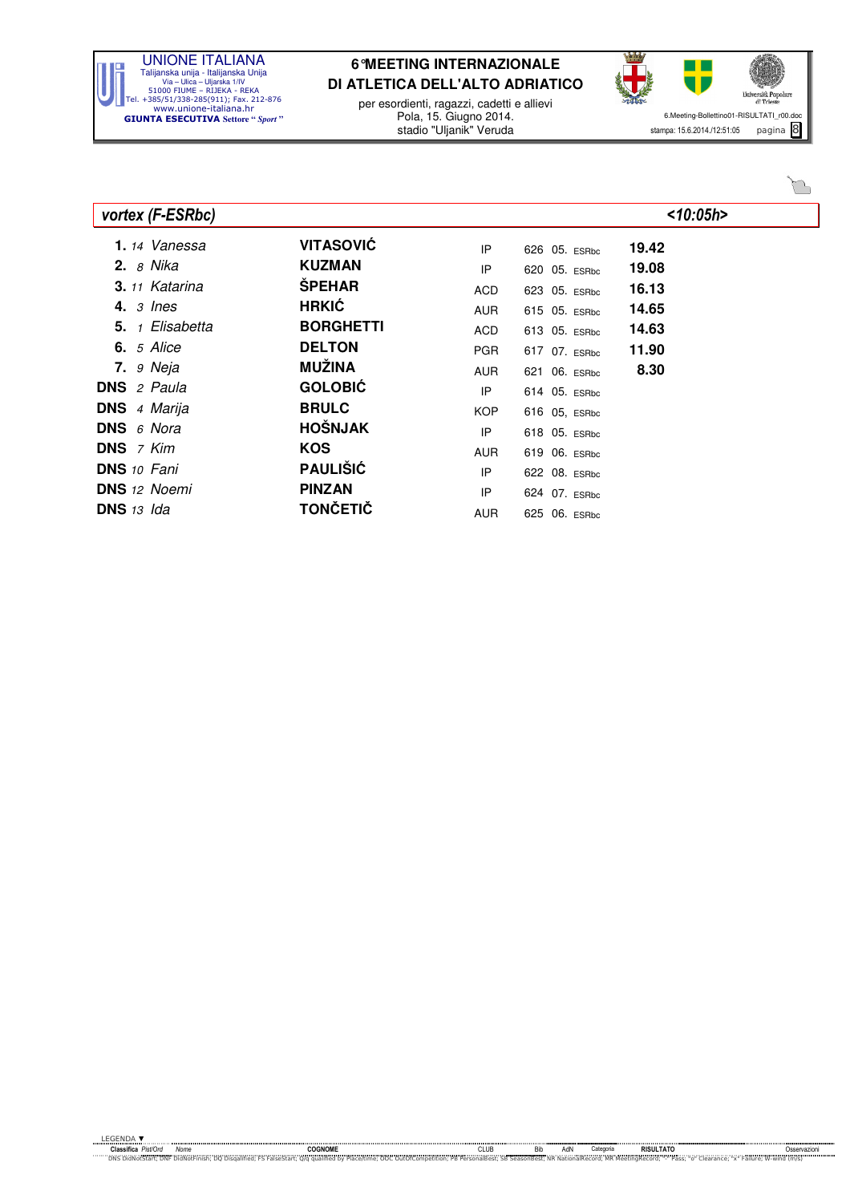## vortex (F-ESRbc) <10:05h>

| Classifica | Pist/Ord | Nome | COGNOME | CLUB | Bib | AdN | Categoria | RISULTATO |
|---|---|---|---|---|---|---|---|---|
| **1.** | *14* | *Vanessa* | **VITASOVIĆ** | IP | 626 | 05. | ESRbc | **19.42** |
| **2.** | *8* | *Nika* | **KUZMAN** | IP | 620 | 05. | ESRbc | **19.08** |
| **3.** | *11* | *Katarina* | **ŠPEHAR** | ACD | 623 | 05. | ESRbc | **16.13** |
| **4.** | *3* | *Ines* | **HRKIĆ** | AUR | 615 | 05. | ESRbc | **14.65** |
| **5.** | *1* | *Elisabetta* | **BORGHETTI** | ACD | 613 | 05. | ESRbc | **14.63** |
| **6.** | *5* | *Alice* | **DELTON** | PGR | 617 | 07. | ESRbc | **11.90** |
| **7.** | *9* | *Neja* | **MUŽINA** | AUR | 621 | 06. | ESRbc | **8.30** |
| **DNS** | *2* | *Paula* | **GOLOBIĆ** | IP | 614 | 05. | ESRbc | |
| **DNS** | *4* | *Marija* | **BRULC** | KOP | 616 | 05, | ESRbc | |
| **DNS** | *6* | *Nora* | **HOŠNJAK** | IP | 618 | 05. | ESRbc | |
| **DNS** | *7* | *Kim* | **KOS** | AUR | 619 | 06. | ESRbc | |
| **DNS** | *10* | *Fani* | **PAULIŠIĆ** | IP | 622 | 08. | ESRbc | |
| **DNS** | *12* | *Noemi* | **PINZAN** | IP | 624 | 07. | ESRbc | |
| **DNS** | *13* | *Ida* | **TONČETIČ** | AUR | 625 | 06. | ESRbc | |

LEGENDA ▼

DNS DidNotStart; DNF DidNotFinish; DQ Disqualified; FS FalseStart; Q/q qualified by Place/time; OOC OutOfCompetition; PB PersonalBest; SB SeasonBest; NR NationalRecord; MR MeetingRecord; "-" Pass; "o" Clearance; "x" Failure; W-wind (m/s)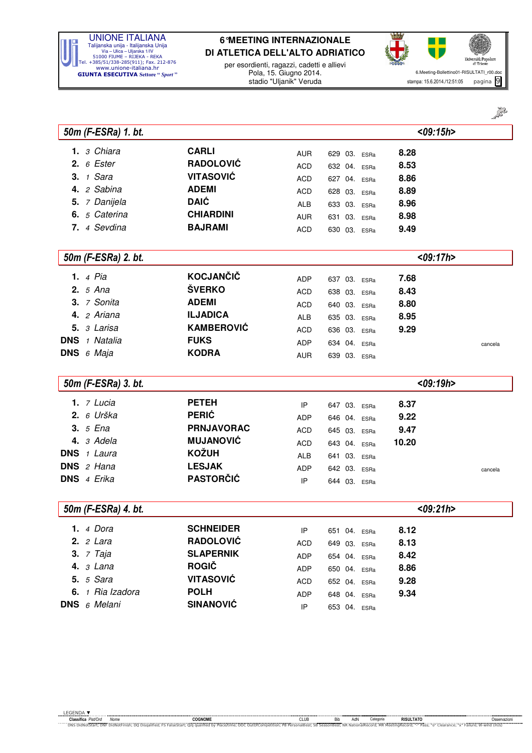## 50m (F-ESRa) 1. bt. <09:15h>

| Classifica | Pist/Ord | Nome | Cognome | Club | Bib | AdN | Categoria | Risultato | Osservazioni |
|---|---|---|---|---|---|---|---|---|---|
| 1. | 3 | Chiara | CARLI | AUR | 629 | 03. | ESRa | 8.28 | |
| 2. | 6 | Ester | RADOLOVIĆ | ACD | 632 | 04. | ESRa | 8.53 | |
| 3. | 1 | Sara | VITASOVIĆ | ACD | 627 | 04. | ESRa | 8.86 | |
| 4. | 2 | Sabina | ADEMI | ACD | 628 | 03. | ESRa | 8.89 | |
| 5. | 7 | Danijela | DAIĆ | ALB | 633 | 03. | ESRa | 8.96 | |
| 6. | 5 | Caterina | CHIARDINI | AUR | 631 | 03. | ESRa | 8.98 | |
| 7. | 4 | Sevdina | BAJRAMI | ACD | 630 | 03. | ESRa | 9.49 | |

## 50m (F-ESRa) 2. bt. <09:17h>

| Classifica | Pist/Ord | Nome | Cognome | Club | Bib | AdN | Categoria | Risultato | Osservazioni |
|---|---|---|---|---|---|---|---|---|---|
| 1. | 4 | Pia | KOCJANČIČ | ADP | 637 | 03. | ESRa | 7.68 | |
| 2. | 5 | Ana | ŠVERKO | ACD | 638 | 03. | ESRa | 8.43 | |
| 3. | 7 | Sonita | ADEMI | ACD | 640 | 03. | ESRa | 8.80 | |
| 4. | 2 | Ariana | ILJADICA | ALB | 635 | 03. | ESRa | 8.95 | |
| 5. | 3 | Larisa | KAMBEROVIĆ | ACD | 636 | 03. | ESRa | 9.29 | |
| DNS | 1 | Natalia | FUKS | ADP | 634 | 04. | ESRa | | cancela |
| DNS | 6 | Maja | KODRA | AUR | 639 | 03. | ESRa | | |

## 50m (F-ESRa) 3. bt. <09:19h>

| Classifica | Pist/Ord | Nome | Cognome | Club | Bib | AdN | Categoria | Risultato | Osservazioni |
|---|---|---|---|---|---|---|---|---|---|
| 1. | 7 | Lucia | PETEH | IP | 647 | 03. | ESRa | 8.37 | |
| 2. | 6 | Urška | PERIĆ | ADP | 646 | 04. | ESRa | 9.22 | |
| 3. | 5 | Ena | PRNJAVORAC | ACD | 645 | 03. | ESRa | 9.47 | |
| 4. | 3 | Adela | MUJANOVIĆ | ACD | 643 | 04. | ESRa | 10.20 | |
| DNS | 1 | Laura | KOŽUH | ALB | 641 | 03. | ESRa | | |
| DNS | 2 | Hana | LESJAK | ADP | 642 | 03. | ESRa | | cancela |
| DNS | 4 | Erika | PASTORČIĆ | IP | 644 | 03. | ESRa | | |

## 50m (F-ESRa) 4. bt. <09:21h>

| Classifica | Pist/Ord | Nome | Cognome | Club | Bib | AdN | Categoria | Risultato | Osservazioni |
|---|---|---|---|---|---|---|---|---|---|
| 1. | 4 | Dora | SCHNEIDER | IP | 651 | 04. | ESRa | 8.12 | |
| 2. | 2 | Lara | RADOLOVIĆ | ACD | 649 | 03. | ESRa | 8.13 | |
| 3. | 7 | Taja | SLAPERNIK | ADP | 654 | 04. | ESRa | 8.42 | |
| 4. | 3 | Lana | ROGIČ | ADP | 650 | 04. | ESRa | 8.86 | |
| 5. | 5 | Sara | VITASOVIĆ | ACD | 652 | 04. | ESRa | 9.28 | |
| 6. | 1 | Ria Izadora | POLH | ADP | 648 | 04. | ESRa | 9.34 | |
| DNS | 6 | Melani | SINANOVIĆ | IP | 653 | 04. | ESRa | | |

LEGENDA: DNS DidNotStart; DNF DidNotFinish; DQ Disqualified; FS FalseStart; Q/q qualified by Place/time; OOC OutOfCompetition; PB PersonalBest; SB SeasonBest; NR NationalRecord; MR MeetingRecord; "-" Pass; "o" Clearance; "x" Failure; W-wind (m/s)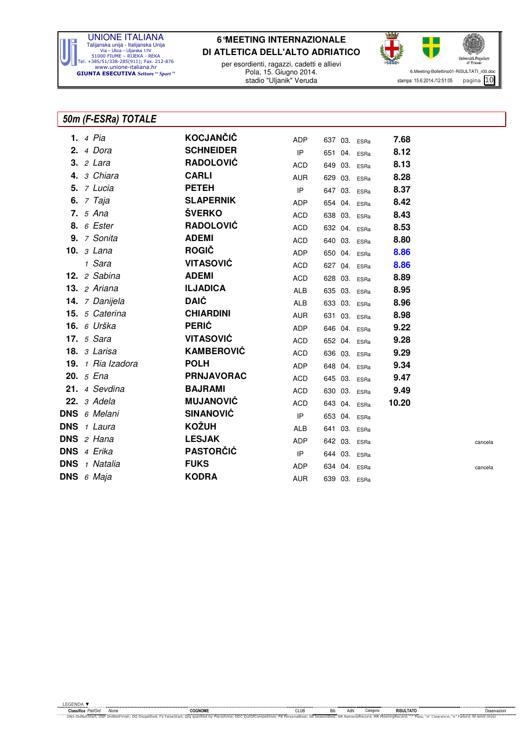## 50m (F-ESRa) TOTALE

| Classifica | Pist/Ord | Nome | COGNOME | CLUB | Bib | AdN | Categoria | RISULTATO | Osservazioni |
|---|---|---|---|---|---|---|---|---|---|
| 1. | 4 | Pia | KOCJANČIČ | ADP | 637 | 03. | ESRa | 7.68 | |
| 2. | 4 | Dora | SCHNEIDER | IP | 651 | 04. | ESRa | 8.12 | |
| 3. | 2 | Lara | RADOLOVIĆ | ACD | 649 | 03. | ESRa | 8.13 | |
| 4. | 3 | Chiara | CARLI | AUR | 629 | 03. | ESRa | 8.28 | |
| 5. | 7 | Lucia | PETEH | IP | 647 | 03. | ESRa | 8.37 | |
| 6. | 7 | Taja | SLAPERNIK | ADP | 654 | 04. | ESRa | 8.42 | |
| 7. | 5 | Ana | ŠVERKO | ACD | 638 | 03. | ESRa | 8.43 | |
| 8. | 6 | Ester | RADOLOVIĆ | ACD | 632 | 04. | ESRa | 8.53 | |
| 9. | 7 | Sonita | ADEMI | ACD | 640 | 03. | ESRa | 8.80 | |
| 10. | 3 | Lana | ROGIČ | ADP | 650 | 04. | ESRa | 8.86 | |
| | 1 | Sara | VITASOVIĆ | ACD | 627 | 04. | ESRa | 8.86 | |
| 12. | 2 | Sabina | ADEMI | ACD | 628 | 03. | ESRa | 8.89 | |
| 13. | 2 | Ariana | ILJADICA | ALB | 635 | 03. | ESRa | 8.95 | |
| 14. | 7 | Danijela | DAIĆ | ALB | 633 | 03. | ESRa | 8.96 | |
| 15. | 5 | Caterina | CHIARDINI | AUR | 631 | 03. | ESRa | 8.98 | |
| 16. | 6 | Urška | PERIĆ | ADP | 646 | 04. | ESRa | 9.22 | |
| 17. | 5 | Sara | VITASOVIĆ | ACD | 652 | 04. | ESRa | 9.28 | |
| 18. | 3 | Larisa | KAMBEROVIĆ | ACD | 636 | 03. | ESRa | 9.29 | |
| 19. | 1 | Ria Izadora | POLH | ADP | 648 | 04. | ESRa | 9.34 | |
| 20. | 5 | Ena | PRNJAVORAC | ACD | 645 | 03. | ESRa | 9.47 | |
| 21. | 4 | Sevdina | BAJRAMI | ACD | 630 | 03. | ESRa | 9.49 | |
| 22. | 3 | Adela | MUJANOVIĆ | ACD | 643 | 04. | ESRa | 10.20 | |
| DNS | 6 | Melani | SINANOVIĆ | IP | 653 | 04. | ESRa | | |
| DNS | 1 | Laura | KOŽUH | ALB | 641 | 03. | ESRa | | |
| DNS | 2 | Hana | LESJAK | ADP | 642 | 03. | ESRa | | cancela |
| DNS | 4 | Erika | PASTORČIĆ | IP | 644 | 03. | ESRa | | |
| DNS | 1 | Natalia | FUKS | ADP | 634 | 04. | ESRa | | cancela |
| DNS | 6 | Maja | KODRA | AUR | 639 | 03. | ESRa | | |

LEGENDA: DNS DidNotStart; DNF DidNotFinish; DQ Disqualified; FS FalseStart; Q/q qualified by Place/time; OOC OutOfCompetition; PB PersonalBest; SB SeasonBest; NR NationalRecord; MR MeetingRecord; "-" Pass; "o" Clearance; "x" Failure; W-wind (m/s)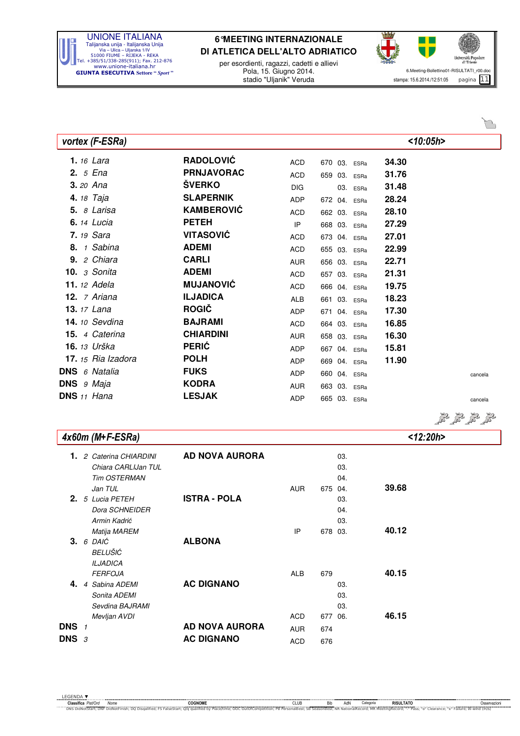## vortex (F-ESRa) <10:05h>

| Classifica | Pett/Ord | Nome | COGNOME | CLUB | Bib | AdN | Categoria | RISULTATO | Osservazioni |
|---|---|---|---|---|---|---|---|---|---|
| 1. | 16 | Lara | RADOLOVIĆ | ACD | 670 | 03. | ESRa | 34.30 | |
| 2. | 5 | Ena | PRNJAVORAC | ACD | 659 | 03. | ESRa | 31.76 | |
| 3. | 20 | Ana | ŠVERKO | DIG | | 03. | ESRa | 31.48 | |
| 4. | 18 | Taja | SLAPERNIK | ADP | 672 | 04. | ESRa | 28.24 | |
| 5. | 8 | Larisa | KAMBEROVIĆ | ACD | 662 | 03. | ESRa | 28.10 | |
| 6. | 14 | Lucia | PETEH | IP | 668 | 03. | ESRa | 27.29 | |
| 7. | 19 | Sara | VITASOVIĆ | ACD | 673 | 04. | ESRa | 27.01 | |
| 8. | 1 | Sabina | ADEMI | ACD | 655 | 03. | ESRa | 22.99 | |
| 9. | 2 | Chiara | CARLI | AUR | 656 | 03. | ESRa | 22.71 | |
| 10. | 3 | Sonita | ADEMI | ACD | 657 | 03. | ESRa | 21.31 | |
| 11. | 12 | Adela | MUJANOVIĆ | ACD | 666 | 04. | ESRa | 19.75 | |
| 12. | 7 | Ariana | ILJADICA | ALB | 661 | 03. | ESRa | 18.23 | |
| 13. | 17 | Lana | ROGIČ | ADP | 671 | 04. | ESRa | 17.30 | |
| 14. | 10 | Sevdina | BAJRAMI | ACD | 664 | 03. | ESRa | 16.85 | |
| 15. | 4 | Caterina | CHIARDINI | AUR | 658 | 03. | ESRa | 16.30 | |
| 16. | 13 | Urška | PERIĆ | ADP | 667 | 04. | ESRa | 15.81 | |
| 17. | 15 | Ria Izadora | POLH | ADP | 669 | 04. | ESRa | 11.90 | |
| DNS | 6 | Natalia | FUKS | ADP | 660 | 04. | ESRa | | cancela |
| DNS | 9 | Maja | KODRA | AUR | 663 | 03. | ESRa | | |
| DNS | 11 | Hana | LESJAK | ADP | 665 | 03. | ESRa | | cancela |

## 4x60m (M+F-ESRa) <12:20h>

| Classifica | Pett/Ord | Nome | COGNOME | CLUB | Bib | AdN | RISULTATO |
|---|---|---|---|---|---|---|---|
| 1. | 2 | Caterina CHIARDINI | AD NOVA AURORA | | | 03. | |
| | | Chiara CARLIJan TUL | | | | 03. | |
| | | Tim OSTERMAN | | | | 04. | |
| | | Jan TUL | | AUR | 675 | 04. | 39.68 |
| 2. | 5 | Lucia PETEH | ISTRA - POLA | | | 03. | |
| | | Dora SCHNEIDER | | | | 04. | |
| | | Armin Kadrić | | | | 03. | |
| | | Matija MAREM | | IP | 678 | 03. | 40.12 |
| 3. | 6 | DAIĆ | ALBONA | | | | |
| | | BELUŠIĆ | | | | | |
| | | ILJADICA | | | | | |
| | | FERFOJA | | ALB | 679 | | 40.15 |
| 4. | 4 | Sabina ADEMI | AC DIGNANO | | | 03. | |
| | | Sonita ADEMI | | | | 03. | |
| | | Sevdina BAJRAMI | | | | 03. | |
| | | Mevljan AVDI | | ACD | 677 | 06. | 46.15 |
| DNS | 1 | | AD NOVA AURORA | AUR | 674 | | |
| DNS | 3 | | AC DIGNANO | ACD | 676 | | |

LEGENDA: DNS DidNotStart; DNF DidNotFinish; DQ Disqualified; FS FalseStart; Q/q qualified by Place/time; OOC OutOfCompetition; PB PersonalBest; SB SeasonBest; NR NationalRecord; MR MeetingRecord; "-" Pass; "o" Clearance; "x" Failure; W-wind (m/s)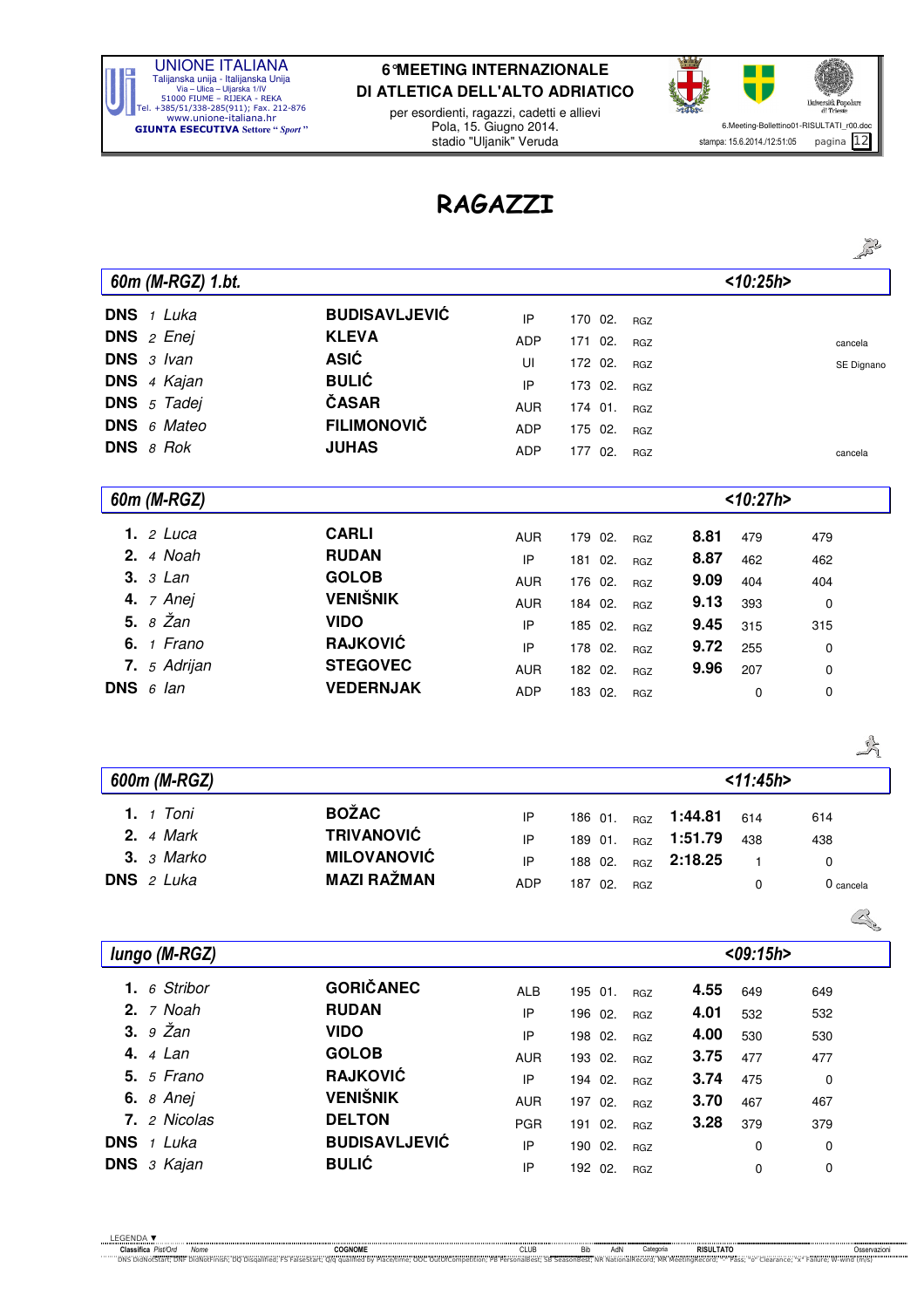# RAGAZZI

## 60m (M-RGZ) 1.bt. <10:25h>

| Pl. | Ord | Nome | Cognome | Club | Bib | AdN | Cat. | Risultato | | | Osservazioni |
|---|---|---|---|---|---|---|---|---|---|---|---|
| DNS | 1 | Luka | BUDISAVLJEVIĆ | IP | 170 | 02. | RGZ | | | | |
| DNS | 2 | Enej | KLEVA | ADP | 171 | 02. | RGZ | | | | cancela |
| DNS | 3 | Ivan | ASIĆ | UI | 172 | 02. | RGZ | | | | SE Dignano |
| DNS | 4 | Kajan | BULIĆ | IP | 173 | 02. | RGZ | | | | |
| DNS | 5 | Tadej | ČASAR | AUR | 174 | 01. | RGZ | | | | |
| DNS | 6 | Mateo | FILIMONOVIČ | ADP | 175 | 02. | RGZ | | | | |
| DNS | 8 | Rok | JUHAS | ADP | 177 | 02. | RGZ | | | | cancela |

## 60m (M-RGZ) <10:27h>

| Pl. | Ord | Nome | Cognome | Club | Bib | AdN | Cat. | Risultato | | | Osservazioni |
|---|---|---|---|---|---|---|---|---|---|---|---|
| 1. | 2 | Luca | CARLI | AUR | 179 | 02. | RGZ | **8.81** | 479 | 479 | |
| 2. | 4 | Noah | RUDAN | IP | 181 | 02. | RGZ | **8.87** | 462 | 462 | |
| 3. | 3 | Lan | GOLOB | AUR | 176 | 02. | RGZ | **9.09** | 404 | 404 | |
| 4. | 7 | Anej | VENIŠNIK | AUR | 184 | 02. | RGZ | **9.13** | 393 | 0 | |
| 5. | 8 | Žan | VIDO | IP | 185 | 02. | RGZ | **9.45** | 315 | 315 | |
| 6. | 1 | Frano | RAJKOVIĆ | IP | 178 | 02. | RGZ | **9.72** | 255 | 0 | |
| 7. | 5 | Adrijan | STEGOVEC | AUR | 182 | 02. | RGZ | **9.96** | 207 | 0 | |
| DNS | 6 | Ian | VEDERNJAK | ADP | 183 | 02. | RGZ | | 0 | 0 | |

## 600m (M-RGZ) <11:45h>

| Pl. | Ord | Nome | Cognome | Club | Bib | AdN | Cat. | Risultato | | | Osservazioni |
|---|---|---|---|---|---|---|---|---|---|---|---|
| 1. | 1 | Toni | BOŽAC | IP | 186 | 01. | RGZ | **1:44.81** | 614 | 614 | |
| 2. | 4 | Mark | TRIVANOVIĆ | IP | 189 | 01. | RGZ | **1:51.79** | 438 | 438 | |
| 3. | 3 | Marko | MILOVANOVIĆ | IP | 188 | 02. | RGZ | **2:18.25** | 1 | 0 | |
| DNS | 2 | Luka | MAZI RAŽMAN | ADP | 187 | 02. | RGZ | | 0 | 0 | cancela |

## lungo (M-RGZ) <09:15h>

| Pl. | Ord | Nome | Cognome | Club | Bib | AdN | Cat. | Risultato | | | Osservazioni |
|---|---|---|---|---|---|---|---|---|---|---|---|
| 1. | 6 | Stribor | GORIČANEC | ALB | 195 | 01. | RGZ | **4.55** | 649 | 649 | |
| 2. | 7 | Noah | RUDAN | IP | 196 | 02. | RGZ | **4.01** | 532 | 532 | |
| 3. | 9 | Žan | VIDO | IP | 198 | 02. | RGZ | **4.00** | 530 | 530 | |
| 4. | 4 | Lan | GOLOB | AUR | 193 | 02. | RGZ | **3.75** | 477 | 477 | |
| 5. | 5 | Frano | RAJKOVIĆ | IP | 194 | 02. | RGZ | **3.74** | 475 | 0 | |
| 6. | 8 | Anej | VENIŠNIK | AUR | 197 | 02. | RGZ | **3.70** | 467 | 467 | |
| 7. | 2 | Nicolas | DELTON | PGR | 191 | 02. | RGZ | **3.28** | 379 | 379 | |
| DNS | 1 | Luka | BUDISAVLJEVIĆ | IP | 190 | 02. | RGZ | | 0 | 0 | |
| DNS | 3 | Kajan | BULIĆ | IP | 192 | 02. | RGZ | | 0 | 0 | |

LEGENDA: Classifica Pist/Ord – Nome – COGNOME – CLUB – Bib – AdN – Categoria – RISULTATO – Osservazioni

DNS DidNotStart; DNF DidNotFinish; DQ Disqualified; FS FalseStart; Q/q qualified by Place/time; OOC OutOfCompetition; PB PersonalBest; SB SeasonBest; NR NationalRecord; MR MeetingRecord; "-" Pass; "o" Clearance; "x" Failure; W-wind (m/s)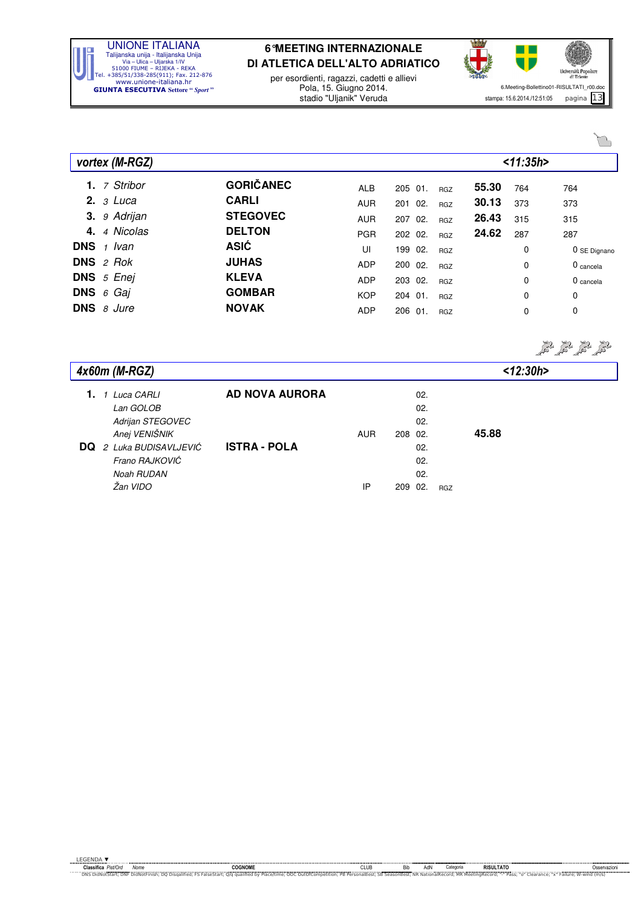## vortex (M-RGZ)

<11:35h>

| Classifica | Pist/Ord | Nome | COGNOME | CLUB | Bib | AdN | Categoria | RISULTATO | | | Osservazioni |
|---|---|---|---|---|---|---|---|---|---|---|---|
| 1. | 7 | Stribor | GORIČANEC | ALB | 205 | 01. | RGZ | 55.30 | 764 | 764 | |
| 2. | 3 | Luca | CARLI | AUR | 201 | 02. | RGZ | 30.13 | 373 | 373 | |
| 3. | 9 | Adrijan | STEGOVEC | AUR | 207 | 02. | RGZ | 26.43 | 315 | 315 | |
| 4. | 4 | Nicolas | DELTON | PGR | 202 | 02. | RGZ | 24.62 | 287 | 287 | |
| DNS | 1 | Ivan | ASIĆ | UI | 199 | 02. | RGZ | | 0 | 0 | SE Dignano |
| DNS | 2 | Rok | JUHAS | ADP | 200 | 02. | RGZ | | 0 | 0 | cancela |
| DNS | 5 | Enej | KLEVA | ADP | 203 | 02. | RGZ | | 0 | 0 | cancela |
| DNS | 6 | Gaj | GOMBAR | KOP | 204 | 01. | RGZ | | 0 | 0 | |
| DNS | 8 | Jure | NOVAK | ADP | 206 | 01. | RGZ | | 0 | 0 | |

## 4x60m (M-RGZ)

<12:30h>

| Classifica | Pist/Ord | Nome | COGNOME | CLUB | Bib | AdN | Categoria | RISULTATO |
|---|---|---|---|---|---|---|---|---|
| 1. | 1 | Luca CARLI | AD NOVA AURORA | | | 02. | | |
| | | Lan GOLOB | | | | 02. | | |
| | | Adrijan STEGOVEC | | | | 02. | | |
| | | Anej VENIŠNIK | | AUR | 208 | 02. | | 45.88 |
| DQ | 2 | Luka BUDISAVLJEVIĆ | ISTRA - POLA | | | 02. | | |
| | | Frano RAJKOVIĆ | | | | 02. | | |
| | | Noah RUDAN | | | | 02. | | |
| | | Žan VIDO | | IP | 209 | 02. | RGZ | |

LEGENDA ▼

DNS DidNotStart; DNF DidNotFinish; DQ Disqualified; FS FalseStart; Q/q qualified by Place/time; OOC OutOfCompetition; PB PersonalBest; SB SeasonBest; NR NationalRecord; MR MeetingRecord; "-" Pass; "o" Clearance; "x" Failure; W-wind (m/s)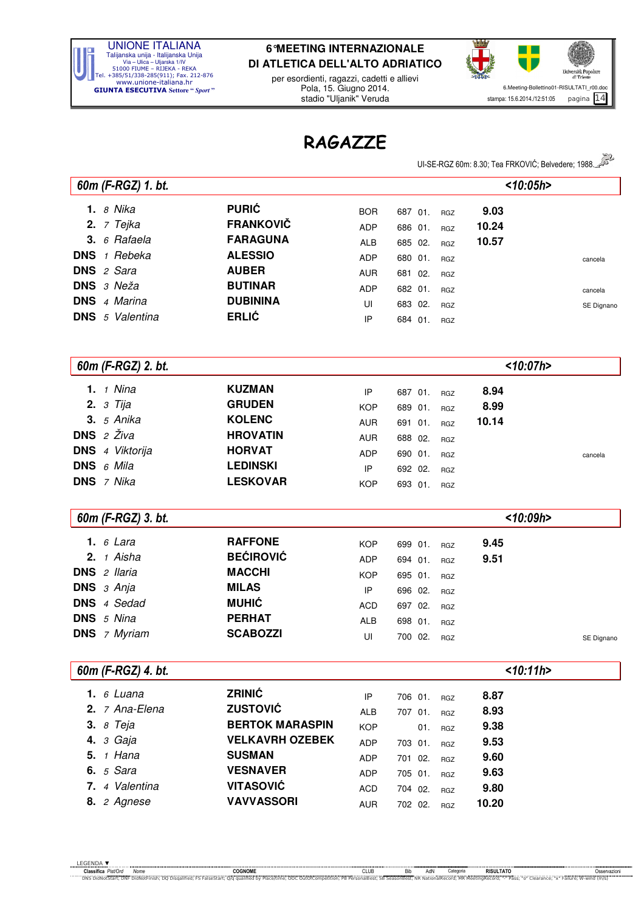# RAGAZZE

UI-SE-RGZ 60m: 8.30; Tea FRKOVIĆ; Belvedere; 1988.

## 60m (F-RGZ) 1. bt. <10:05h>

| | | Nome | Cognome | Club | Bib | AdN | Cat. | Risultato | Osservazioni |
|---|---|---|---|---|---|---|---|---|---|
| 1. | 8 | Nika | PURIĆ | BOR | 687 | 01. | RGZ | 9.03 | |
| 2. | 7 | Tejka | FRANKOVIČ | ADP | 686 | 01. | RGZ | 10.24 | |
| 3. | 6 | Rafaela | FARAGUNA | ALB | 685 | 02. | RGZ | 10.57 | |
| DNS | 1 | Rebeka | ALESSIO | ADP | 680 | 01. | RGZ | | cancela |
| DNS | 2 | Sara | AUBER | AUR | 681 | 02. | RGZ | | |
| DNS | 3 | Neža | BUTINAR | ADP | 682 | 01. | RGZ | | cancela |
| DNS | 4 | Marina | DUBININA | UI | 683 | 02. | RGZ | | SE Dignano |
| DNS | 5 | Valentina | ERLIĆ | IP | 684 | 01. | RGZ | | |

## 60m (F-RGZ) 2. bt. <10:07h>

| | | Nome | Cognome | Club | Bib | AdN | Cat. | Risultato | Osservazioni |
|---|---|---|---|---|---|---|---|---|---|
| 1. | 1 | Nina | KUZMAN | IP | 687 | 01. | RGZ | 8.94 | |
| 2. | 3 | Tija | GRUDEN | KOP | 689 | 01. | RGZ | 8.99 | |
| 3. | 5 | Anika | KOLENC | AUR | 691 | 01. | RGZ | 10.14 | |
| DNS | 2 | Živa | HROVATIN | AUR | 688 | 02. | RGZ | | |
| DNS | 4 | Viktorija | HORVAT | ADP | 690 | 01. | RGZ | | cancela |
| DNS | 6 | Mila | LEDINSKI | IP | 692 | 02. | RGZ | | |
| DNS | 7 | Nika | LESKOVAR | KOP | 693 | 01. | RGZ | | |

## 60m (F-RGZ) 3. bt. <10:09h>

| | | Nome | Cognome | Club | Bib | AdN | Cat. | Risultato | Osservazioni |
|---|---|---|---|---|---|---|---|---|---|
| 1. | 6 | Lara | RAFFONE | KOP | 699 | 01. | RGZ | 9.45 | |
| 2. | 1 | Aisha | BEĆIROVIĆ | ADP | 694 | 01. | RGZ | 9.51 | |
| DNS | 2 | Ilaria | MACCHI | KOP | 695 | 01. | RGZ | | |
| DNS | 3 | Anja | MILAS | IP | 696 | 02. | RGZ | | |
| DNS | 4 | Sedad | MUHIĆ | ACD | 697 | 02. | RGZ | | |
| DNS | 5 | Nina | PERHAT | ALB | 698 | 01. | RGZ | | |
| DNS | 7 | Myriam | SCABOZZI | UI | 700 | 02. | RGZ | | SE Dignano |

## 60m (F-RGZ) 4. bt. <10:11h>

| | | Nome | Cognome | Club | Bib | AdN | Cat. | Risultato | Osservazioni |
|---|---|---|---|---|---|---|---|---|---|
| 1. | 6 | Luana | ZRINIĆ | IP | 706 | 01. | RGZ | 8.87 | |
| 2. | 7 | Ana-Elena | ZUSTOVIĆ | ALB | 707 | 01. | RGZ | 8.93 | |
| 3. | 8 | Teja | BERTOK MARASPIN | KOP | | 01. | RGZ | 9.38 | |
| 4. | 3 | Gaja | VELKAVRH OZEBEK | ADP | 703 | 01. | RGZ | 9.53 | |
| 5. | 1 | Hana | SUSMAN | ADP | 701 | 02. | RGZ | 9.60 | |
| 6. | 5 | Sara | VESNAVER | ADP | 705 | 01. | RGZ | 9.63 | |
| 7. | 4 | Valentina | VITASOVIĆ | ACD | 704 | 02. | RGZ | 9.80 | |
| 8. | 2 | Agnese | VAVVASSORI | AUR | 702 | 02. | RGZ | 10.20 | |

LEGENDA: Classifica Pist/Ord Nome COGNOME CLUB Bib AdN Categoria RISULTATO Osservazioni
DNS DidNotStart; DNF DidNotFinish; DQ Disqualified; FS FalseStart; Q/q qualified by Place/time; OOC OutOfCompetition; PB PersonalBest; SB SeasonBest; NR NationalRecord; MR MeetingRecord; "-" Pass; "o" Clearance; "x" Failure; W-wind (m/s)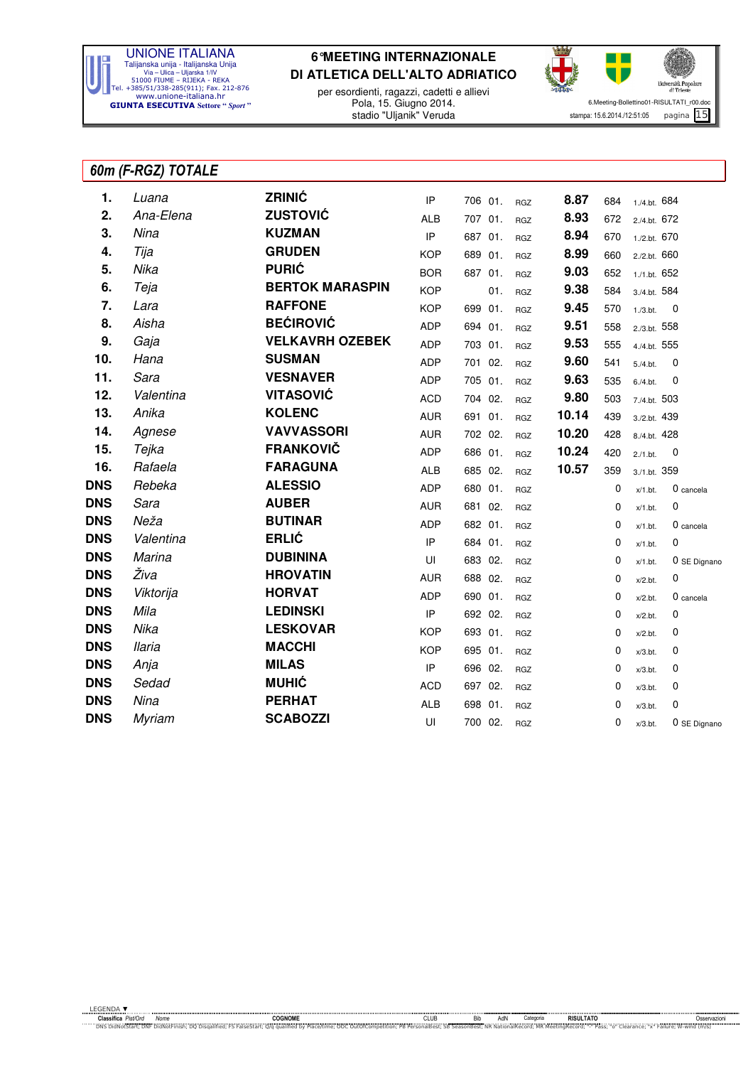## 60m (F-RGZ) TOTALE

| Classifica | Nome | COGNOME | CLUB | Bib | AdN | Categoria | RISULTATO | | Pist/Ord | | Osservazioni |
|---|---|---|---|---|---|---|---|---|---|---|---|
| 1. | Luana | ZRINIĆ | IP | 706 | 01. | RGZ | 8.87 | 684 | 1./4.bt. | 684 | |
| 2. | Ana-Elena | ZUSTOVIĆ | ALB | 707 | 01. | RGZ | 8.93 | 672 | 2./4.bt. | 672 | |
| 3. | Nina | KUZMAN | IP | 687 | 01. | RGZ | 8.94 | 670 | 1./2.bt. | 670 | |
| 4. | Tija | GRUDEN | KOP | 689 | 01. | RGZ | 8.99 | 660 | 2./2.bt. | 660 | |
| 5. | Nika | PURIĆ | BOR | 687 | 01. | RGZ | 9.03 | 652 | 1./1.bt. | 652 | |
| 6. | Teja | BERTOK MARASPIN | KOP | | 01. | RGZ | 9.38 | 584 | 3./4.bt. | 584 | |
| 7. | Lara | RAFFONE | KOP | 699 | 01. | RGZ | 9.45 | 570 | 1./3.bt. | 0 | |
| 8. | Aisha | BEĆIROVIĆ | ADP | 694 | 01. | RGZ | 9.51 | 558 | 2./3.bt. | 558 | |
| 9. | Gaja | VELKAVRH OZEBEK | ADP | 703 | 01. | RGZ | 9.53 | 555 | 4./4.bt. | 555 | |
| 10. | Hana | SUSMAN | ADP | 701 | 02. | RGZ | 9.60 | 541 | 5./4.bt. | 0 | |
| 11. | Sara | VESNAVER | ADP | 705 | 01. | RGZ | 9.63 | 535 | 6./4.bt. | 0 | |
| 12. | Valentina | VITASOVIĆ | ACD | 704 | 02. | RGZ | 9.80 | 503 | 7./4.bt. | 503 | |
| 13. | Anika | KOLENC | AUR | 691 | 01. | RGZ | 10.14 | 439 | 3./2.bt. | 439 | |
| 14. | Agnese | VAVVASSORI | AUR | 702 | 02. | RGZ | 10.20 | 428 | 8./4.bt. | 428 | |
| 15. | Tejka | FRANKOVIČ | ADP | 686 | 01. | RGZ | 10.24 | 420 | 2./1.bt. | 0 | |
| 16. | Rafaela | FARAGUNA | ALB | 685 | 02. | RGZ | 10.57 | 359 | 3./1.bt. | 359 | |
| DNS | Rebeka | ALESSIO | ADP | 680 | 01. | RGZ | | 0 | x/1.bt. | 0 | cancela |
| DNS | Sara | AUBER | AUR | 681 | 02. | RGZ | | 0 | x/1.bt. | 0 | |
| DNS | Neža | BUTINAR | ADP | 682 | 01. | RGZ | | 0 | x/1.bt. | 0 | cancela |
| DNS | Valentina | ERLIĆ | IP | 684 | 01. | RGZ | | 0 | x/1.bt. | 0 | |
| DNS | Marina | DUBININA | UI | 683 | 02. | RGZ | | 0 | x/1.bt. | 0 | SE Dignano |
| DNS | Živa | HROVATIN | AUR | 688 | 02. | RGZ | | 0 | x/2.bt. | 0 | |
| DNS | Viktorija | HORVAT | ADP | 690 | 01. | RGZ | | 0 | x/2.bt. | 0 | cancela |
| DNS | Mila | LEDINSKI | IP | 692 | 02. | RGZ | | 0 | x/2.bt. | 0 | |
| DNS | Nika | LESKOVAR | KOP | 693 | 01. | RGZ | | 0 | x/2.bt. | 0 | |
| DNS | Ilaria | MACCHI | KOP | 695 | 01. | RGZ | | 0 | x/3.bt. | 0 | |
| DNS | Anja | MILAS | IP | 696 | 02. | RGZ | | 0 | x/3.bt. | 0 | |
| DNS | Sedad | MUHIĆ | ACD | 697 | 02. | RGZ | | 0 | x/3.bt. | 0 | |
| DNS | Nina | PERHAT | ALB | 698 | 01. | RGZ | | 0 | x/3.bt. | 0 | |
| DNS | Myriam | SCABOZZI | UI | 700 | 02. | RGZ | | 0 | x/3.bt. | 0 | SE Dignano |

LEGENDA: DNS DidNotStart; DNF DidNotFinish; DQ Disqualified; FS FalseStart; Q/q qualified by Place/time; OOC OutOfCompetition; PB PersonalBest; SB SeasonBest; NR NationalRecord; MR MeetingRecord; "-" Pass; "o" Clearance; "x" Failure; W-wind (m/s)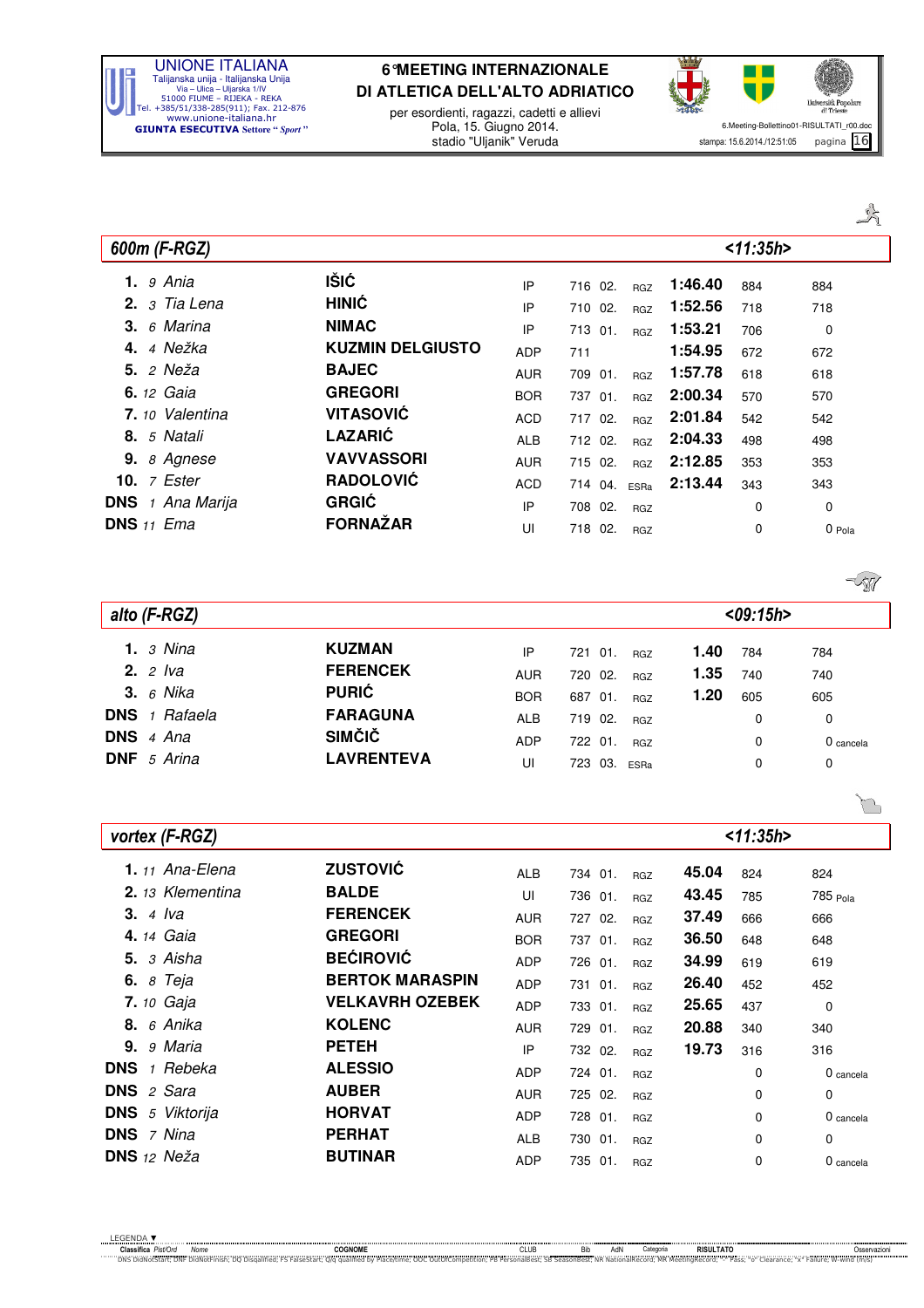## 600m (F-RGZ) <11:35h>

| Classifica | Pett/Ord | Nome | Cognome | Club | Bib | AdN | Categoria | Risultato | | Osservazioni |
|---|---|---|---|---|---|---|---|---|---|---|
| 1. | 9 | Ania | IŠIĆ | IP | 716 | 02. | RGZ | 1:46.40 | 884 | 884 |
| 2. | 3 | Tia Lena | HINIĆ | IP | 710 | 02. | RGZ | 1:52.56 | 718 | 718 |
| 3. | 6 | Marina | NIMAC | IP | 713 | 01. | RGZ | 1:53.21 | 706 | 0 |
| 4. | 4 | Nežka | KUZMIN DELGIUSTO | ADP | 711 | | | 1:54.95 | 672 | 672 |
| 5. | 2 | Neža | BAJEC | AUR | 709 | 01. | RGZ | 1:57.78 | 618 | 618 |
| 6. | 12 | Gaia | GREGORI | BOR | 737 | 01. | RGZ | 2:00.34 | 570 | 570 |
| 7. | 10 | Valentina | VITASOVIĆ | ACD | 717 | 02. | RGZ | 2:01.84 | 542 | 542 |
| 8. | 5 | Natali | LAZARIĆ | ALB | 712 | 02. | RGZ | 2:04.33 | 498 | 498 |
| 9. | 8 | Agnese | VAVVASSORI | AUR | 715 | 02. | RGZ | 2:12.85 | 353 | 353 |
| 10. | 7 | Ester | RADOLOVIĆ | ACD | 714 | 04. | ESRa | 2:13.44 | 343 | 343 |
| DNS | 1 | Ana Marija | GRGIĆ | IP | 708 | 02. | RGZ | | 0 | 0 |
| DNS | 11 | Ema | FORNAŽAR | UI | 718 | 02. | RGZ | | 0 | 0 Pola |

## alto (F-RGZ) <09:15h>

| Classifica | Pett/Ord | Nome | Cognome | Club | Bib | AdN | Categoria | Risultato | | Osservazioni |
|---|---|---|---|---|---|---|---|---|---|---|
| 1. | 3 | Nina | KUZMAN | IP | 721 | 01. | RGZ | 1.40 | 784 | 784 |
| 2. | 2 | Iva | FERENCEK | AUR | 720 | 02. | RGZ | 1.35 | 740 | 740 |
| 3. | 6 | Nika | PURIĆ | BOR | 687 | 01. | RGZ | 1.20 | 605 | 605 |
| DNS | 1 | Rafaela | FARAGUNA | ALB | 719 | 02. | RGZ | | 0 | 0 |
| DNS | 4 | Ana | SIMČIČ | ADP | 722 | 01. | RGZ | | 0 | 0 cancela |
| DNF | 5 | Arina | LAVRENTEVA | UI | 723 | 03. | ESRa | | 0 | 0 |

## vortex (F-RGZ) <11:35h>

| Classifica | Pett/Ord | Nome | Cognome | Club | Bib | AdN | Categoria | Risultato | | Osservazioni |
|---|---|---|---|---|---|---|---|---|---|---|
| 1. | 11 | Ana-Elena | ZUSTOVIĆ | ALB | 734 | 01. | RGZ | 45.04 | 824 | 824 |
| 2. | 13 | Klementina | BALDE | UI | 736 | 01. | RGZ | 43.45 | 785 | 785 Pola |
| 3. | 4 | Iva | FERENCEK | AUR | 727 | 02. | RGZ | 37.49 | 666 | 666 |
| 4. | 14 | Gaia | GREGORI | BOR | 737 | 01. | RGZ | 36.50 | 648 | 648 |
| 5. | 3 | Aisha | BEĆIROVIĆ | ADP | 726 | 01. | RGZ | 34.99 | 619 | 619 |
| 6. | 8 | Teja | BERTOK MARASPIN | ADP | 731 | 01. | RGZ | 26.40 | 452 | 452 |
| 7. | 10 | Gaja | VELKAVRH OZEBEK | ADP | 733 | 01. | RGZ | 25.65 | 437 | 0 |
| 8. | 6 | Anika | KOLENC | AUR | 729 | 01. | RGZ | 20.88 | 340 | 340 |
| 9. | 9 | Maria | PETEH | IP | 732 | 02. | RGZ | 19.73 | 316 | 316 |
| DNS | 1 | Rebeka | ALESSIO | ADP | 724 | 01. | RGZ | | 0 | 0 cancela |
| DNS | 2 | Sara | AUBER | AUR | 725 | 02. | RGZ | | 0 | 0 |
| DNS | 5 | Viktorija | HORVAT | ADP | 728 | 01. | RGZ | | 0 | 0 cancela |
| DNS | 7 | Nina | PERHAT | ALB | 730 | 01. | RGZ | | 0 | 0 |
| DNS | 12 | Neža | BUTINAR | ADP | 735 | 01. | RGZ | | 0 | 0 cancela |

LEGENDA: DNS DidNotStart; DNF DidNotFinish; DQ Disqualified; FS FalseStart; Q/q qualified by Place/time; OOC OutOfCompetition; PB PersonalBest; SB SeasonBest; NR NationalRecord; MR MeetingRecord; "-" Pass; "o" Clearance; "x" Failure; W-wind (m/s)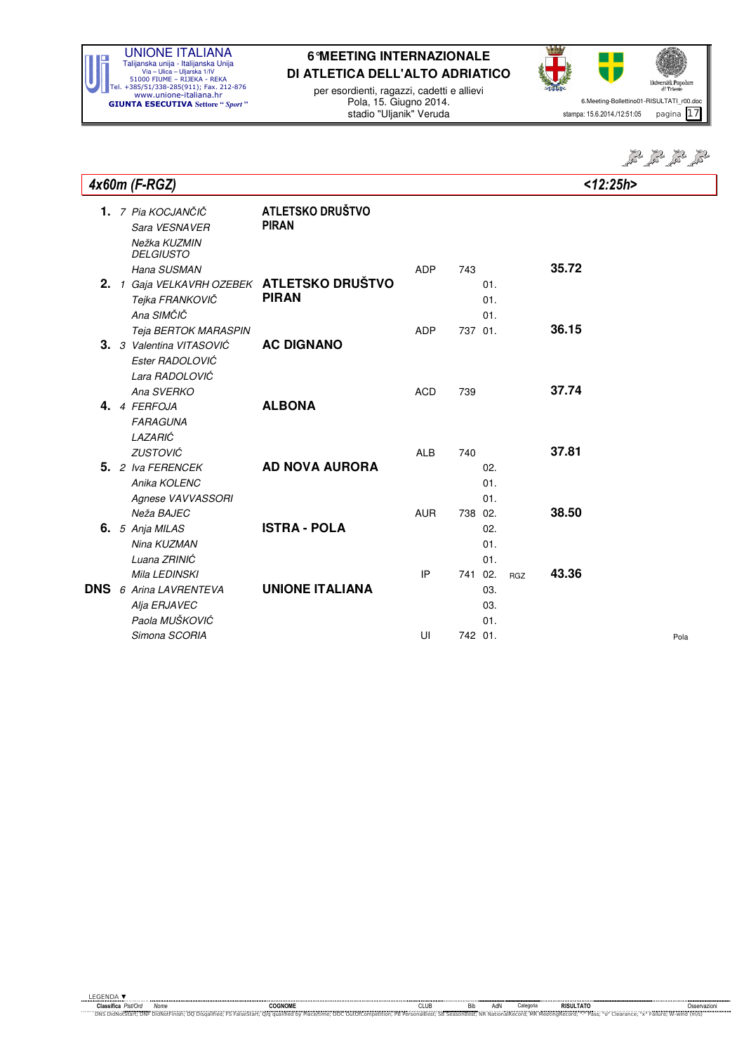## 4x60m (F-RGZ)

<12:25h>

| Classifica | Pist/Ord | Nome | CLUB | | Bib | AdN | Categoria | RISULTATO | Osservazioni |
|---|---|---|---|---|---|---|---|---|---|
| **1.** | 7 | Pia KOCJANČIČ | **ATLETSKO DRUŠTVO PIRAN** | | | | | | |
| | | Sara VESNAVER | | | | | | | |
| | | Nežka KUZMIN DELGIUSTO | | | | | | | |
| | | Hana SUSMAN | | ADP | 743 | | | **35.72** | |
| **2.** | 1 | Gaja VELKAVRH OZEBEK | **ATLETSKO DRUŠTVO PIRAN** | | | 01. | | | |
| | | Tejka FRANKOVIČ | | | | 01. | | | |
| | | Ana SIMČIČ | | | | 01. | | | |
| | | Teja BERTOK MARASPIN | | ADP | 737 | 01. | | **36.15** | |
| **3.** | 3 | Valentina VITASOVIĆ | **AC DIGNANO** | | | | | | |
| | | Ester RADOLOVIĆ | | | | | | | |
| | | Lara RADOLOVIĆ | | | | | | | |
| | | Ana SVERKO | | ACD | 739 | | | **37.74** | |
| **4.** | 4 | FERFOJA | **ALBONA** | | | | | | |
| | | FARAGUNA | | | | | | | |
| | | LAZARIĆ | | | | | | | |
| | | ZUSTOVIĆ | | ALB | 740 | | | **37.81** | |
| **5.** | 2 | Iva FERENCEK | **AD NOVA AURORA** | | | 02. | | | |
| | | Anika KOLENC | | | | 01. | | | |
| | | Agnese VAVVASSORI | | | | 01. | | | |
| | | Neža BAJEC | | AUR | 738 | 02. | | **38.50** | |
| **6.** | 5 | Anja MILAS | **ISTRA - POLA** | | | 02. | | | |
| | | Nina KUZMAN | | | | 01. | | | |
| | | Luana ZRINIĆ | | | | 01. | | | |
| | | Mila LEDINSKI | | IP | 741 | 02. | RGZ | **43.36** | |
| **DNS** | 6 | Arina LAVRENTEVA | **UNIONE ITALIANA** | | | 03. | | | |
| | | Alja ERJAVEC | | | | 03. | | | |
| | | Paola MUŠKOVIĆ | | | | 01. | | | |
| | | Simona SCORIA | | UI | 742 | 01. | | | Pola |

LEGENDA: DNS DidNotStart; DNF DidNotFinish; DQ Disqualified; FS FalseStart; Q/q qualified by Place/time; OOC OutOfCompetition; PB PersonalBest; SB SeasonBest; NR NationalRecord; MR MeetingRecord; "-" Pass; "o" Clearance; "x" Failure; W-wind (m/s)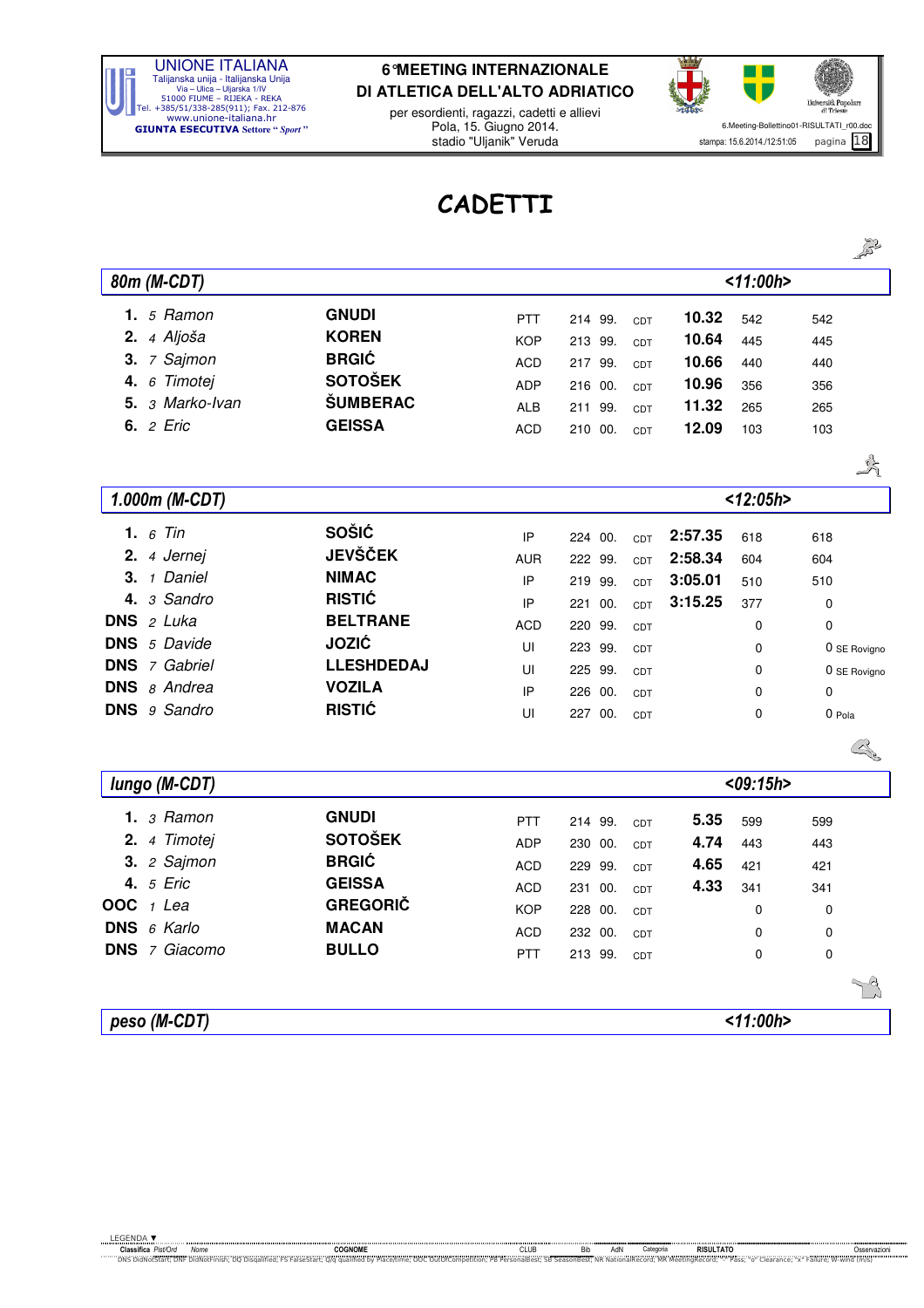# CADETTI

## 80m (M-CDT) <11:00h>

| Classifica | Pist/Ord | Nome | COGNOME | CLUB | Bib | AdN | Categoria | RISULTATO | | | Osservazioni |
|---|---|---|---|---|---|---|---|---|---|---|---|
| 1. | 5 | Ramon | GNUDI | PTT | 214 | 99. | CDT | 10.32 | 542 | 542 | |
| 2. | 4 | Aljoša | KOREN | KOP | 213 | 99. | CDT | 10.64 | 445 | 445 | |
| 3. | 7 | Sajmon | BRGIĆ | ACD | 217 | 99. | CDT | 10.66 | 440 | 440 | |
| 4. | 6 | Timotej | SOTOŠEK | ADP | 216 | 00. | CDT | 10.96 | 356 | 356 | |
| 5. | 3 | Marko-Ivan | ŠUMBERAC | ALB | 211 | 99. | CDT | 11.32 | 265 | 265 | |
| 6. | 2 | Eric | GEISSA | ACD | 210 | 00. | CDT | 12.09 | 103 | 103 | |

## 1.000m (M-CDT) <12:05h>

| Classifica | Pist/Ord | Nome | COGNOME | CLUB | Bib | AdN | Categoria | RISULTATO | | | Osservazioni |
|---|---|---|---|---|---|---|---|---|---|---|---|
| 1. | 6 | Tin | SOŠIĆ | IP | 224 | 00. | CDT | 2:57.35 | 618 | 618 | |
| 2. | 4 | Jernej | JEVŠČEK | AUR | 222 | 99. | CDT | 2:58.34 | 604 | 604 | |
| 3. | 1 | Daniel | NIMAC | IP | 219 | 99. | CDT | 3:05.01 | 510 | 510 | |
| 4. | 3 | Sandro | RISTIĆ | IP | 221 | 00. | CDT | 3:15.25 | 377 | 0 | |
| DNS | 2 | Luka | BELTRANE | ACD | 220 | 99. | CDT | | 0 | 0 | |
| DNS | 5 | Davide | JOZIĆ | UI | 223 | 99. | CDT | | 0 | 0 | SE Rovigno |
| DNS | 7 | Gabriel | LLESHDEDAJ | UI | 225 | 99. | CDT | | 0 | 0 | SE Rovigno |
| DNS | 8 | Andrea | VOZILA | IP | 226 | 00. | CDT | | 0 | 0 | |
| DNS | 9 | Sandro | RISTIĆ | UI | 227 | 00. | CDT | | 0 | 0 | Pola |

## lungo (M-CDT) <09:15h>

| Classifica | Pist/Ord | Nome | COGNOME | CLUB | Bib | AdN | Categoria | RISULTATO | | | Osservazioni |
|---|---|---|---|---|---|---|---|---|---|---|---|
| 1. | 3 | Ramon | GNUDI | PTT | 214 | 99. | CDT | 5.35 | 599 | 599 | |
| 2. | 4 | Timotej | SOTOŠEK | ADP | 230 | 00. | CDT | 4.74 | 443 | 443 | |
| 3. | 2 | Sajmon | BRGIĆ | ACD | 229 | 99. | CDT | 4.65 | 421 | 421 | |
| 4. | 5 | Eric | GEISSA | ACD | 231 | 00. | CDT | 4.33 | 341 | 341 | |
| OOC | 1 | Lea | GREGORIČ | KOP | 228 | 00. | CDT | | 0 | 0 | |
| DNS | 6 | Karlo | MACAN | ACD | 232 | 00. | CDT | | 0 | 0 | |
| DNS | 7 | Giacomo | BULLO | PTT | 213 | 99. | CDT | | 0 | 0 | |

## peso (M-CDT) <11:00h>

LEGENDA: DNS DidNotStart; DNF DidNotFinish; DQ Disqualified; FS FalseStart; Q/q qualified by Place/time; OOC OutOfCompetition; PB PersonalBest; SB SeasonBest; NR NationalRecord; MR MeetingRecord; "-" Pass; "o" Clearance; "x" Failure; W-wind (m/s)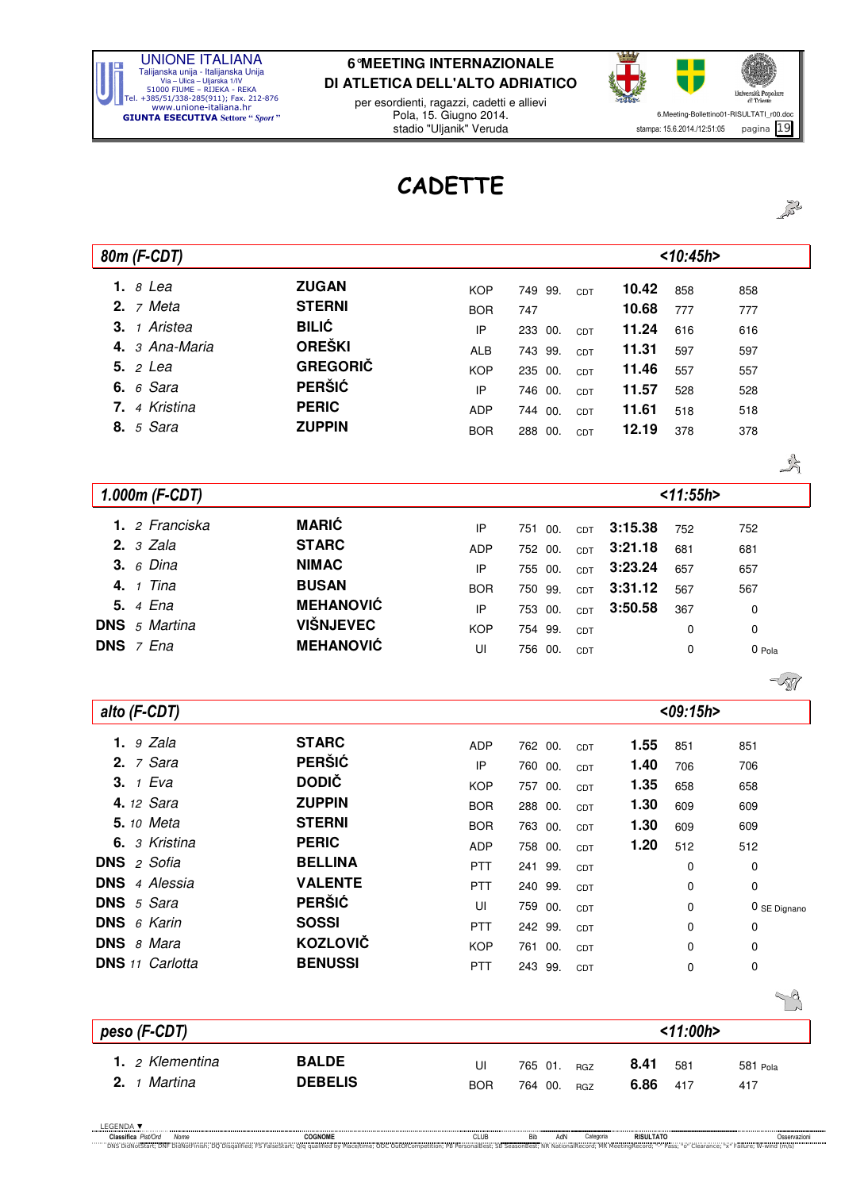UNIONE ITALIANA
Talijanska unija - Italijanska Unija
Via – Ulica – Uljarska 1/IV
51000 FIUME – RIJEKA - REKA
Tel. +385/51/338-285(911); Fax. 212-876
www.unione-italiana.hr
**GIUNTA ESECUTIVA** Settore "*Sport*"

**6°MEETING INTERNAZIONALE DI ATLETICA DELL'ALTO ADRIATICO**
per esordienti, ragazzi, cadetti e allievi
Pola, 15. Giugno 2014.
stadio "Uljanik" Veruda

6.Meeting-Bollettino01-RISULTATI_r00.doc
stampa: 15.6.2014./12:51:05 pagina 19

# CADETTE

## *80m (F-CDT)* — *<10:45h>*

| Pos | Ord | Nome | Cognome | Club | Bib | AdN | Cat | Risultato | Punti | |
|---|---|---|---|---|---|---|---|---|---|---|
| **1.** | *8* | *Lea* | **ZUGAN** | KOP | 749 | 99. | CDT | **10.42** | 858 | 858 |
| **2.** | *7* | *Meta* | **STERNI** | BOR | 747 | | | **10.68** | 777 | 777 |
| **3.** | *1* | *Aristea* | **BILIĆ** | IP | 233 | 00. | CDT | **11.24** | 616 | 616 |
| **4.** | *3* | *Ana-Maria* | **OREŠKI** | ALB | 743 | 99. | CDT | **11.31** | 597 | 597 |
| **5.** | *2* | *Lea* | **GREGORIČ** | KOP | 235 | 00. | CDT | **11.46** | 557 | 557 |
| **6.** | *6* | *Sara* | **PERŠIĆ** | IP | 746 | 00. | CDT | **11.57** | 528 | 528 |
| **7.** | *4* | *Kristina* | **PERIC** | ADP | 744 | 00. | CDT | **11.61** | 518 | 518 |
| **8.** | *5* | *Sara* | **ZUPPIN** | BOR | 288 | 00. | CDT | **12.19** | 378 | 378 |

## *1.000m (F-CDT)* — *<11:55h>*

| Pos | Ord | Nome | Cognome | Club | Bib | AdN | Cat | Risultato | Punti | |
|---|---|---|---|---|---|---|---|---|---|---|
| **1.** | *2* | *Franciska* | **MARIĆ** | IP | 751 | 00. | CDT | **3:15.38** | 752 | 752 |
| **2.** | *3* | *Zala* | **STARC** | ADP | 752 | 00. | CDT | **3:21.18** | 681 | 681 |
| **3.** | *6* | *Dina* | **NIMAC** | IP | 755 | 00. | CDT | **3:23.24** | 657 | 657 |
| **4.** | *1* | *Tina* | **BUSAN** | BOR | 750 | 99. | CDT | **3:31.12** | 567 | 567 |
| **5.** | *4* | *Ena* | **MEHANOVIĆ** | IP | 753 | 00. | CDT | **3:50.58** | 367 | 0 |
| **DNS** | *5* | *Martina* | **VIŠNJEVEC** | KOP | 754 | 99. | CDT | | 0 | 0 |
| **DNS** | *7* | *Ena* | **MEHANOVIĆ** | UI | 756 | 00. | CDT | | 0 | 0 Pola |

## *alto (F-CDT)* — *<09:15h>*

| Pos | Ord | Nome | Cognome | Club | Bib | AdN | Cat | Risultato | Punti | |
|---|---|---|---|---|---|---|---|---|---|---|
| **1.** | *9* | *Zala* | **STARC** | ADP | 762 | 00. | CDT | **1.55** | 851 | 851 |
| **2.** | *7* | *Sara* | **PERŠIĆ** | IP | 760 | 00. | CDT | **1.40** | 706 | 706 |
| **3.** | *1* | *Eva* | **DODIČ** | KOP | 757 | 00. | CDT | **1.35** | 658 | 658 |
| **4.** | *12* | *Sara* | **ZUPPIN** | BOR | 288 | 00. | CDT | **1.30** | 609 | 609 |
| **5.** | *10* | *Meta* | **STERNI** | BOR | 763 | 00. | CDT | **1.30** | 609 | 609 |
| **6.** | *3* | *Kristina* | **PERIC** | ADP | 758 | 00. | CDT | **1.20** | 512 | 512 |
| **DNS** | *2* | *Sofia* | **BELLINA** | PTT | 241 | 99. | CDT | | 0 | 0 |
| **DNS** | *4* | *Alessia* | **VALENTE** | PTT | 240 | 99. | CDT | | 0 | 0 |
| **DNS** | *5* | *Sara* | **PERŠIĆ** | UI | 759 | 00. | CDT | | 0 | 0 SE Dignano |
| **DNS** | *6* | *Karin* | **SOSSI** | PTT | 242 | 99. | CDT | | 0 | 0 |
| **DNS** | *8* | *Mara* | **KOZLOVIČ** | KOP | 761 | 00. | CDT | | 0 | 0 |
| **DNS** | *11* | *Carlotta* | **BENUSSI** | PTT | 243 | 99. | CDT | | 0 | 0 |

## *peso (F-CDT)* — *<11:00h>*

| Pos | Ord | Nome | Cognome | Club | Bib | AdN | Cat | Risultato | Punti | |
|---|---|---|---|---|---|---|---|---|---|---|
| **1.** | *2* | *Klementina* | **BALDE** | UI | 765 | 01. | RGZ | **8.41** | 581 | 581 Pola |
| **2.** | *1* | *Martina* | **DEBELIS** | BOR | 764 | 00. | RGZ | **6.86** | 417 | 417 |

LEGENDA ▼
Classifica *Pist/Ord* *Nome* COGNOME CLUB Bib AdN Categoria RISULTATO Osservazioni
DNS DidNotStart; DNF DidNotFinish; DQ Disqualified; FS FalseStart; Q/q qualified by Place/time; OOC OutOfCompetition; PB PersonalBest; SB SeasonBest; NR NationalRecord; MR MeetingRecord; "-" Pass; "o" Clearance; "x" Failure; W-wind (m/s)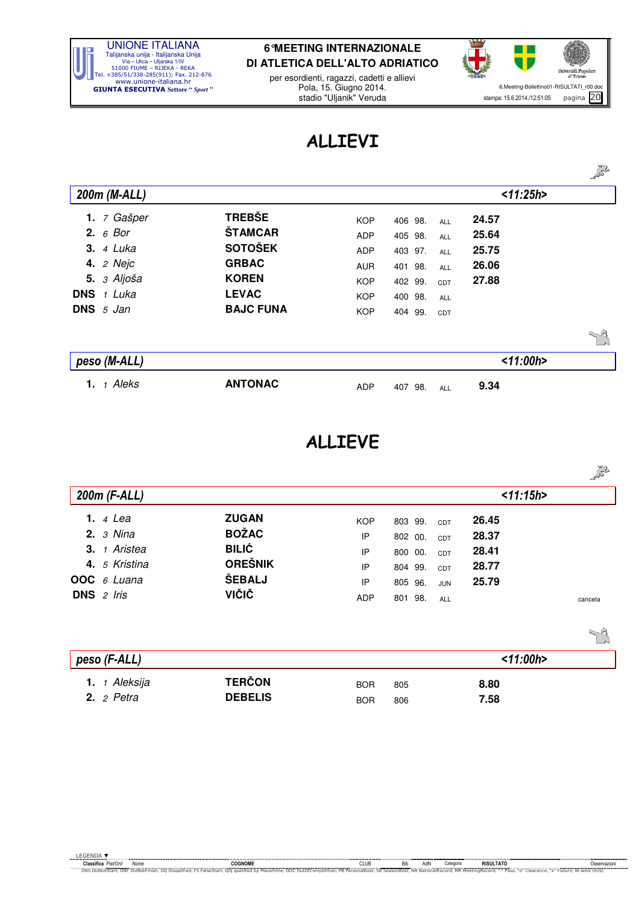# ALLIEVI

## 200m (M-ALL) <11:25h>

| Classifica | Pist/Ord | Nome | COGNOME | CLUB | Bib | AdN | Categoria | RISULTATO | Osservazioni |
|---|---|---|---|---|---|---|---|---|---|
| 1. | 7 | Gašper | TREBŠE | KOP | 406 | 98. | ALL | 24.57 | |
| 2. | 6 | Bor | ŠTAMCAR | ADP | 405 | 98. | ALL | 25.64 | |
| 3. | 4 | Luka | SOTOŠEK | ADP | 403 | 97. | ALL | 25.75 | |
| 4. | 2 | Nejc | GRBAC | AUR | 401 | 98. | ALL | 26.06 | |
| 5. | 3 | Aljoša | KOREN | KOP | 402 | 99. | CDT | 27.88 | |
| DNS | 1 | Luka | LEVAC | KOP | 400 | 98. | ALL | | |
| DNS | 5 | Jan | BAJC FUNA | KOP | 404 | 99. | CDT | | |

## peso (M-ALL) <11:00h>

| Classifica | Pist/Ord | Nome | COGNOME | CLUB | Bib | AdN | Categoria | RISULTATO | Osservazioni |
|---|---|---|---|---|---|---|---|---|---|
| 1. | 1 | Aleks | ANTONAC | ADP | 407 | 98. | ALL | 9.34 | |

# ALLIEVE

## 200m (F-ALL) <11:15h>

| Classifica | Pist/Ord | Nome | COGNOME | CLUB | Bib | AdN | Categoria | RISULTATO | Osservazioni |
|---|---|---|---|---|---|---|---|---|---|
| 1. | 4 | Lea | ZUGAN | KOP | 803 | 99. | CDT | 26.45 | |
| 2. | 3 | Nina | BOŽAC | IP | 802 | 00. | CDT | 28.37 | |
| 3. | 1 | Aristea | BILIĆ | IP | 800 | 00. | CDT | 28.41 | |
| 4. | 5 | Kristina | OREŠNIK | IP | 804 | 99. | CDT | 28.77 | |
| OOC | 6 | Luana | ŠEBALJ | IP | 805 | 96. | JUN | 25.79 | |
| DNS | 2 | Iris | VIČIČ | ADP | 801 | 98. | ALL | | cancela |

## peso (F-ALL) <11:00h>

| Classifica | Pist/Ord | Nome | COGNOME | CLUB | Bib | AdN | Categoria | RISULTATO | Osservazioni |
|---|---|---|---|---|---|---|---|---|---|
| 1. | 1 | Aleksija | TERČON | BOR | 805 | | | 8.80 | |
| 2. | 2 | Petra | DEBELIS | BOR | 806 | | | 7.58 | |

LEGENDA: DNS DidNotStart; DNF DidNotFinish; DQ Disqualified; FS FalseStart; Q/q qualified by Place/time; OOC OutOfCompetition; PB PersonalBest; SB SeasonBest; NR NationalRecord; MR MeetingRecord; "-" Pass; "o" Clearance; "x" Failure; W-wind (m/s)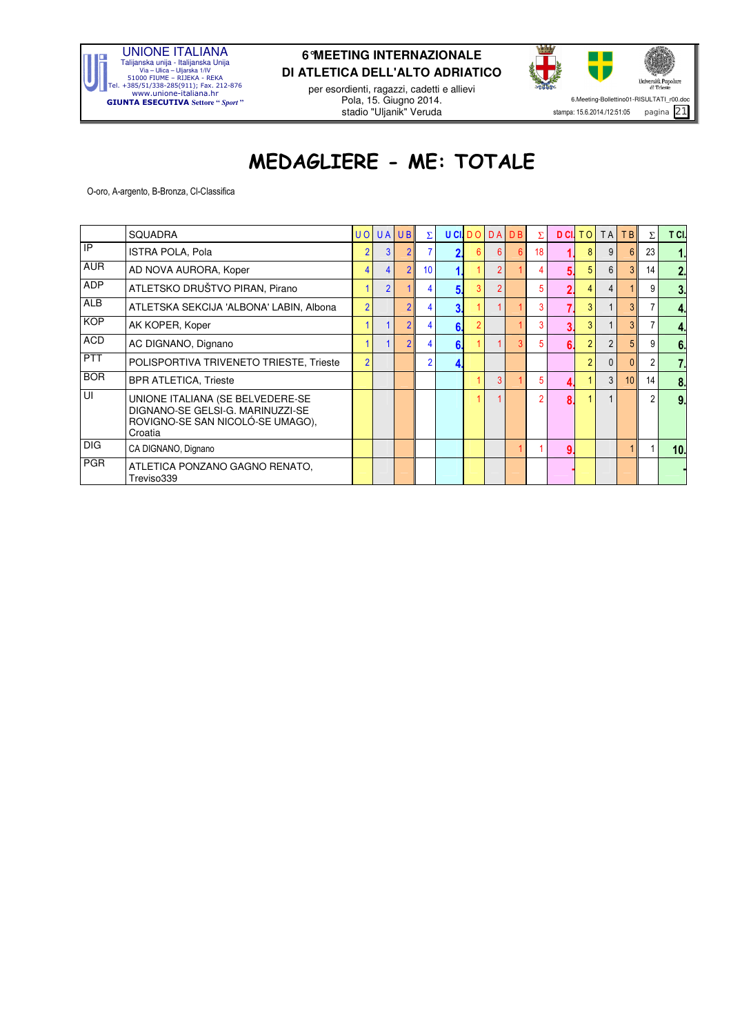# MEDAGLIERE - ME: TOTALE

O-oro, A-argento, B-Bronza, Cl-Classifica

| | SQUADRA | U O | U A | U B | Σ | U Cl. | D O | D A | D B | Σ | D Cl. | T O | T A | T B | Σ | T Cl. |
|---|---|---|---|---|---|---|---|---|---|---|---|---|---|---|---|---|
| IP | ISTRA POLA, Pola | 2 | 3 | 2 | 7 | 2. | 6 | 6 | 6 | 18 | 1. | 8 | 9 | 6 | 23 | 1. |
| AUR | AD NOVA AURORA, Koper | 4 | 4 | 2 | 10 | 1. | 1 | 2 | 1 | 4 | 5. | 5 | 6 | 3 | 14 | 2. |
| ADP | ATLETSKO DRUŠTVO PIRAN, Pirano | 1 | 2 | 1 | 4 | 5. | 3 | 2 | | 5 | 2. | 4 | 4 | 1 | 9 | 3. |
| ALB | ATLETSKA SEKCIJA 'ALBONA' LABIN, Albona | 2 | | 2 | 4 | 3. | 1 | 1 | 1 | 3 | 7. | 3 | 1 | 3 | 7 | 4. |
| KOP | AK KOPER, Koper | 1 | 1 | 2 | 4 | 6. | 2 | | 1 | 3 | 3. | 3 | 1 | 3 | 7 | 4. |
| ACD | AC DIGNANO, Dignano | 1 | 1 | 2 | 4 | 6. | 1 | 1 | 3 | 5 | 6. | 2 | 2 | 5 | 9 | 6. |
| PTT | POLISPORTIVA TRIVENETO TRIESTE, Trieste | 2 | | | 2 | 4. | | | | | | 2 | 0 | 0 | 2 | 7. |
| BOR | BPR ATLETICA, Trieste | | | | | | 1 | 3 | 1 | 5 | 4. | 1 | 3 | 10 | 14 | 8. |
| UI | UNIONE ITALIANA (SE BELVEDERE-SE DIGNANO-SE GELSI-G. MARINUZZI-SE ROVIGNO-SE SAN NICOLÒ-SE UMAGO), Croatia | | | | | | 1 | 1 | | 2 | 8. | 1 | 1 | | 2 | 9. |
| DIG | CA DIGNANO, Dignano | | | | | | | | 1 | 1 | 9. | | | 1 | 1 | 10. |
| PGR | ATLETICA PONZANO GAGNO RENATO, Treviso339 | | | | | | | | | | - | | | | | - |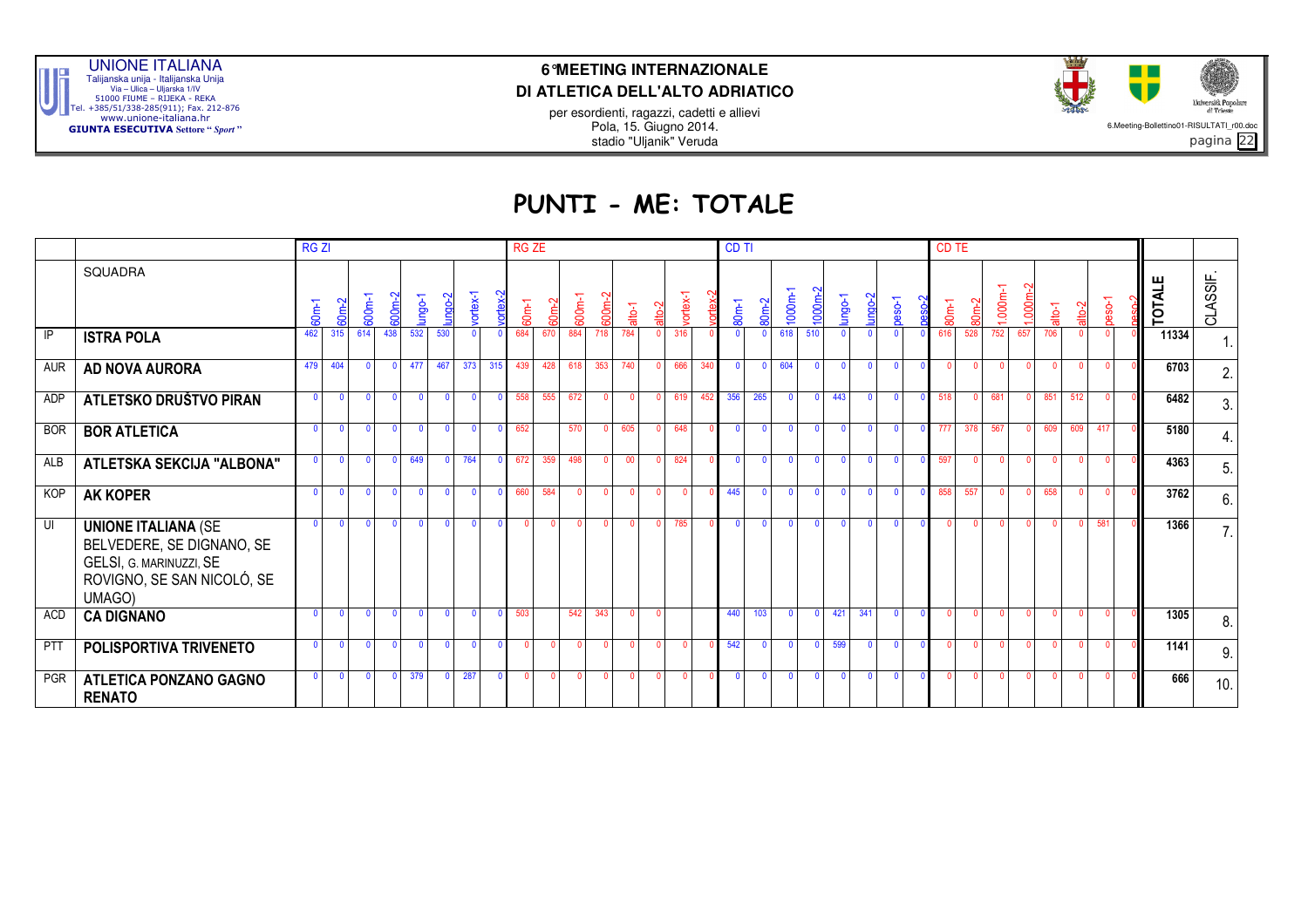# PUNTI - ME: TOTALE

| | | RG ZI | | | | | | | | RG ZE | | | | | | | | CD TI | | | | | | | | CD TE | | | | | | | | | |
|---|---|---|---|---|---|---|---|---|---|---|---|---|---|---|---|---|---|---|---|---|---|---|---|---|---|---|---|---|---|---|---|---|---|---|---|
| | SQUADRA | 60m-1 | 60m-2 | 600m-1 | 600m-2 | lungo-1 | lungo-2 | vortex-1 | vortex-2 | 60m-1 | 60m-2 | 600m-1 | 600m-2 | alto-1 | alto-2 | vortex-1 | vortex-2 | 80m-1 | 80m-2 | 1000m-1 | 1000m-2 | lungo-1 | lungo-2 | peso-1 | peso-2 | 80m-1 | 80m-2 | 1.000m-1 | 1.000m-2 | alto-1 | alto-2 | peso-1 | peso-2 | TOTALE | CLASSIF. |
| IP | **ISTRA POLA** | 462 | 315 | 614 | 438 | 532 | 530 | 0 | 0 | 684 | 670 | 884 | 718 | 784 | 0 | 316 | 0 | 0 | 0 | 618 | 510 | 0 | 0 | 0 | 0 | 616 | 528 | 752 | 657 | 706 | 0 | 0 | 0 | 11334 | 1. |
| AUR | **AD NOVA AURORA** | 479 | 404 | 0 | 0 | 477 | 467 | 373 | 315 | 439 | 428 | 618 | 353 | 740 | 0 | 666 | 340 | 0 | 0 | 604 | 0 | 0 | 0 | 0 | 0 | 0 | 0 | 0 | 0 | 0 | 0 | 0 | 0 | 6703 | 2. |
| ADP | **ATLETSKO DRUŠTVO PIRAN** | 0 | 0 | 0 | 0 | 0 | 0 | 0 | 0 | 558 | 555 | 672 | 0 | 0 | 0 | 619 | 452 | 356 | 265 | 0 | 0 | 443 | 0 | 0 | 0 | 518 | 0 | 681 | 0 | 851 | 512 | 0 | 0 | 6482 | 3. |
| BOR | **BOR ATLETICA** | 0 | 0 | 0 | 0 | 0 | 0 | 0 | 0 | 652 | | 570 | 0 | 605 | 0 | 648 | 0 | 0 | 0 | 0 | 0 | 0 | 0 | 0 | 0 | 777 | 378 | 567 | 0 | 609 | 609 | 417 | 0 | 5180 | 4. |
| ALB | **ATLETSKA SEKCIJA "ALBONA"** | 0 | 0 | 0 | 0 | 649 | 0 | 764 | 0 | 672 | 359 | 498 | 0 | 00 | 0 | 824 | 0 | 0 | 0 | 0 | 0 | 0 | 0 | 0 | 0 | 597 | 0 | 0 | 0 | 0 | 0 | 0 | 0 | 4363 | 5. |
| KOP | **AK KOPER** | 0 | 0 | 0 | 0 | 0 | 0 | 0 | 0 | 660 | 584 | 0 | 0 | 0 | 0 | 0 | 0 | 445 | 0 | 0 | 0 | 0 | 0 | 0 | 0 | 858 | 557 | 0 | 0 | 658 | 0 | 0 | 0 | 3762 | 6. |
| UI | **UNIONE ITALIANA** (SE BELVEDERE, SE DIGNANO, SE GELSI, G. MARINUZZI, SE ROVIGNO, SE SAN NICOLÓ, SE UMAGO) | 0 | 0 | 0 | 0 | 0 | 0 | 0 | 0 | 0 | 0 | 0 | 0 | 0 | 0 | 785 | 0 | 0 | 0 | 0 | 0 | 0 | 0 | 0 | 0 | 0 | 0 | 0 | 0 | 0 | 0 | 581 | 0 | 1366 | 7. |
| ACD | **CA DIGNANO** | 0 | 0 | 0 | 0 | 0 | 0 | 0 | 0 | 503 | | 542 | 343 | 0 | 0 | | | 440 | 103 | 0 | 0 | 421 | 341 | 0 | 0 | 0 | 0 | 0 | 0 | 0 | 0 | 0 | 0 | 1305 | 8. |
| PTT | **POLISPORTIVA TRIVENETO** | 0 | 0 | 0 | 0 | 0 | 0 | 0 | 0 | 0 | 0 | 0 | 0 | 0 | 0 | 0 | 0 | 542 | 0 | 0 | 0 | 599 | 0 | 0 | 0 | 0 | 0 | 0 | 0 | 0 | 0 | 0 | 0 | 1141 | 9. |
| PGR | **ATLETICA PONZANO GAGNO RENATO** | 0 | 0 | 0 | 0 | 379 | 0 | 287 | 0 | 0 | 0 | 0 | 0 | 0 | 0 | 0 | 0 | 0 | 0 | 0 | 0 | 0 | 0 | 0 | 0 | 0 | 0 | 0 | 0 | 0 | 0 | 0 | 0 | 666 | 10. |